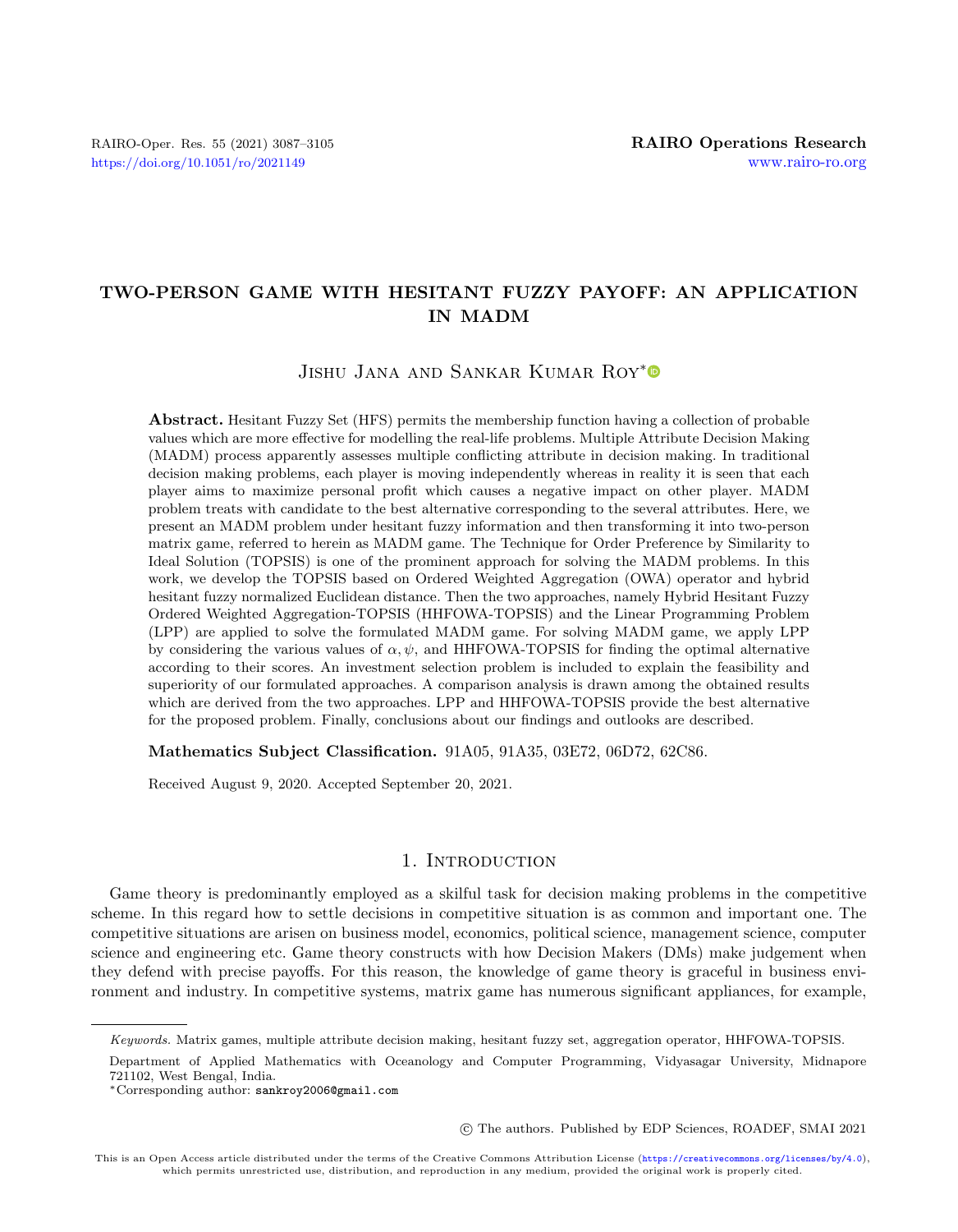# TWO-PERSON GAME WITH HESITANT FUZZY PAYOFF: AN APPLICATION IN MADM

Jishu Jana and Sankar Kumar Roy*

**Abstract.** Hesitant Fuzzy Set (HFS) permits the membership function having a collection of probable values which are more effective for modelling the real-life problems. Multiple Attribute Decision Making (MADM) process apparently assesses multiple conflicting attribute in decision making. In traditional decision making problems, each player is moving independently whereas in reality it is seen that each player aims to maximize personal profit which causes a negative impact on other player. MADM problem treats with candidate to the best alternative corresponding to the several attributes. Here, we present an MADM problem under hesitant fuzzy information and then transforming it into two-person matrix game, referred to herein as MADM game. The Technique for Order Preference by Similarity to Ideal Solution (TOPSIS) is one of the prominent approach for solving the MADM problems. In this work, we develop the TOPSIS based on Ordered Weighted Aggregation (OWA) operator and hybrid hesitant fuzzy normalized Euclidean distance. Then the two approaches, namely Hybrid Hesitant Fuzzy Ordered Weighted Aggregation-TOPSIS (HHFOWA-TOPSIS) and the Linear Programming Problem (LPP) are applied to solve the formulated MADM game. For solving MADM game, we apply LPP by considering the various values of $\alpha, \psi$, and HHFOWA-TOPSIS for finding the optimal alternative according to their scores. An investment selection problem is included to explain the feasibility and superiority of our formulated approaches. A comparison analysis is drawn among the obtained results which are derived from the two approaches. LPP and HHFOWA-TOPSIS provide the best alternative for the proposed problem. Finally, conclusions about our findings and outlooks are described.

**Mathematics Subject Classification.** 91A05, 91A35, 03E72, 06D72, 62C86.

Received August 9, 2020. Accepted September 20, 2021.

## 1. Introduction

Game theory is predominantly employed as a skilful task for decision making problems in the competitive scheme. In this regard how to settle decisions in competitive situation is as common and important one. The competitive situations are arisen on business model, economics, political science, management science, computer science and engineering etc. Game theory constructs with how Decision Makers (DMs) make judgement when they defend with precise payoffs. For this reason, the knowledge of game theory is graceful in business environment and industry. In competitive systems, matrix game has numerous significant appliances, for example,

*Keywords.* Matrix games, multiple attribute decision making, hesitant fuzzy set, aggregation operator, HHFOWA-TOPSIS.

Department of Applied Mathematics with Oceanology and Computer Programming, Vidyasagar University, Midnapore 721102, West Bengal, India.

*Corresponding author: sankroy2006@gmail.com

© The authors. Published by EDP Sciences, ROADEF, SMAI 2021

This is an Open Access article distributed under the terms of the Creative Commons Attribution License (https://creativecommons.org/licenses/by/4.0), which permits unrestricted use, distribution, and reproduction in any medium, provided the original work is properly cited.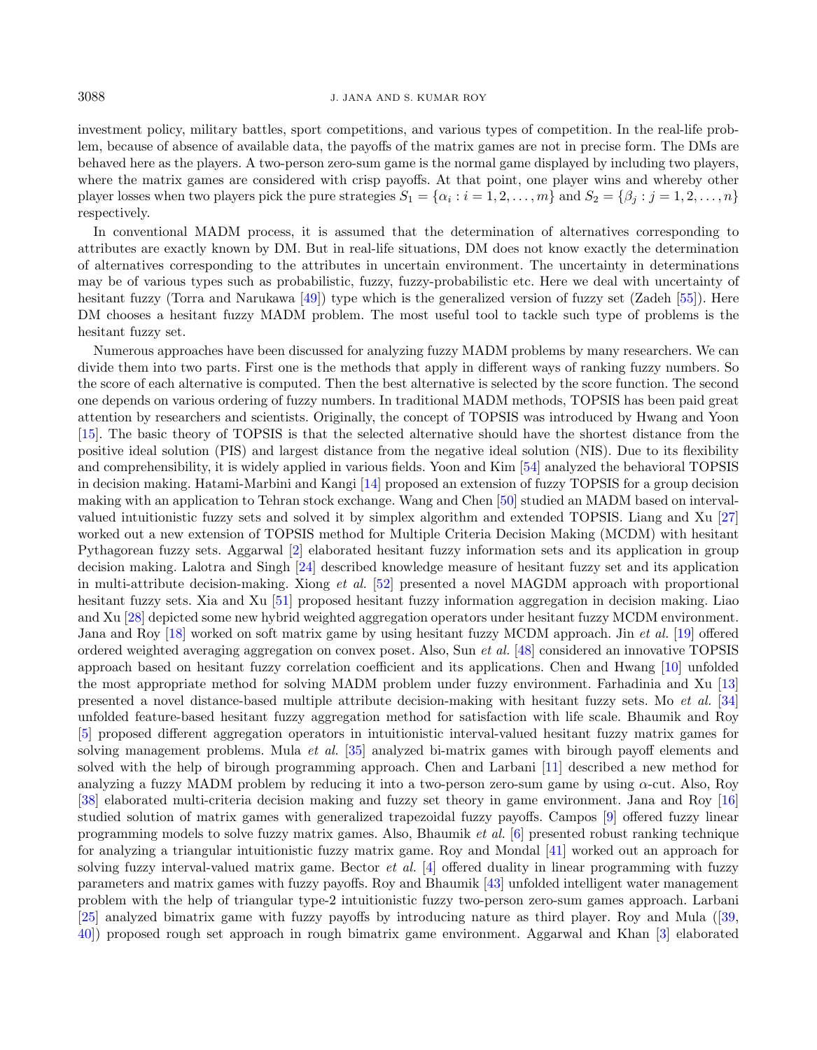investment policy, military battles, sport competitions, and various types of competition. In the real-life problem, because of absence of available data, the payoffs of the matrix games are not in precise form. The DMs are behaved here as the players. A two-person zero-sum game is the normal game displayed by including two players, where the matrix games are considered with crisp payoffs. At that point, one player wins and whereby other player losses when two players pick the pure strategies $S_1 = \{\alpha_i : i = 1, 2, \ldots, m\}$ and $S_2 = \{\beta_j : j = 1, 2, \ldots, n\}$ respectively.

In conventional MADM process, it is assumed that the determination of alternatives corresponding to attributes are exactly known by DM. But in real-life situations, DM does not know exactly the determination of alternatives corresponding to the attributes in uncertain environment. The uncertainty in determinations may be of various types such as probabilistic, fuzzy, fuzzy-probabilistic etc. Here we deal with uncertainty of hesitant fuzzy (Torra and Narukawa [49]) type which is the generalized version of fuzzy set (Zadeh [55]). Here DM chooses a hesitant fuzzy MADM problem. The most useful tool to tackle such type of problems is the hesitant fuzzy set.

Numerous approaches have been discussed for analyzing fuzzy MADM problems by many researchers. We can divide them into two parts. First one is the methods that apply in different ways of ranking fuzzy numbers. So the score of each alternative is computed. Then the best alternative is selected by the score function. The second one depends on various ordering of fuzzy numbers. In traditional MADM methods, TOPSIS has been paid great attention by researchers and scientists. Originally, the concept of TOPSIS was introduced by Hwang and Yoon [15]. The basic theory of TOPSIS is that the selected alternative should have the shortest distance from the positive ideal solution (PIS) and largest distance from the negative ideal solution (NIS). Due to its flexibility and comprehensibility, it is widely applied in various fields. Yoon and Kim [54] analyzed the behavioral TOPSIS in decision making. Hatami-Marbini and Kangi [14] proposed an extension of fuzzy TOPSIS for a group decision making with an application to Tehran stock exchange. Wang and Chen [50] studied an MADM based on interval-valued intuitionistic fuzzy sets and solved it by simplex algorithm and extended TOPSIS. Liang and Xu [27] worked out a new extension of TOPSIS method for Multiple Criteria Decision Making (MCDM) with hesitant Pythagorean fuzzy sets. Aggarwal [2] elaborated hesitant fuzzy information sets and its application in group decision making. Lalotra and Singh [24] described knowledge measure of hesitant fuzzy set and its application in multi-attribute decision-making. Xiong *et al.* [52] presented a novel MAGDM approach with proportional hesitant fuzzy sets. Xia and Xu [51] proposed hesitant fuzzy information aggregation in decision making. Liao and Xu [28] depicted some new hybrid weighted aggregation operators under hesitant fuzzy MCDM environment. Jana and Roy [18] worked on soft matrix game by using hesitant fuzzy MCDM approach. Jin *et al.* [19] offered ordered weighted averaging aggregation on convex poset. Also, Sun *et al.* [48] considered an innovative TOPSIS approach based on hesitant fuzzy correlation coefficient and its applications. Chen and Hwang [10] unfolded the most appropriate method for solving MADM problem under fuzzy environment. Farhadinia and Xu [13] presented a novel distance-based multiple attribute decision-making with hesitant fuzzy sets. Mo *et al.* [34] unfolded feature-based hesitant fuzzy aggregation method for satisfaction with life scale. Bhaumik and Roy [5] proposed different aggregation operators in intuitionistic interval-valued hesitant fuzzy matrix games for solving management problems. Mula *et al.* [35] analyzed bi-matrix games with birough payoff elements and solved with the help of birough programming approach. Chen and Larbani [11] described a new method for analyzing a fuzzy MADM problem by reducing it into a two-person zero-sum game by using $\alpha$-cut. Also, Roy [38] elaborated multi-criteria decision making and fuzzy set theory in game environment. Jana and Roy [16] studied solution of matrix games with generalized trapezoidal fuzzy payoffs. Campos [9] offered fuzzy linear programming models to solve fuzzy matrix games. Also, Bhaumik *et al.* [6] presented robust ranking technique for analyzing a triangular intuitionistic fuzzy matrix game. Roy and Mondal [41] worked out an approach for solving fuzzy interval-valued matrix game. Bector *et al.* [4] offered duality in linear programming with fuzzy parameters and matrix games with fuzzy payoffs. Roy and Bhaumik [43] unfolded intelligent water management problem with the help of triangular type-2 intuitionistic fuzzy two-person zero-sum games approach. Larbani [25] analyzed bimatrix game with fuzzy payoffs by introducing nature as third player. Roy and Mula ([39, 40]) proposed rough set approach in rough bimatrix game environment. Aggarwal and Khan [3] elaborated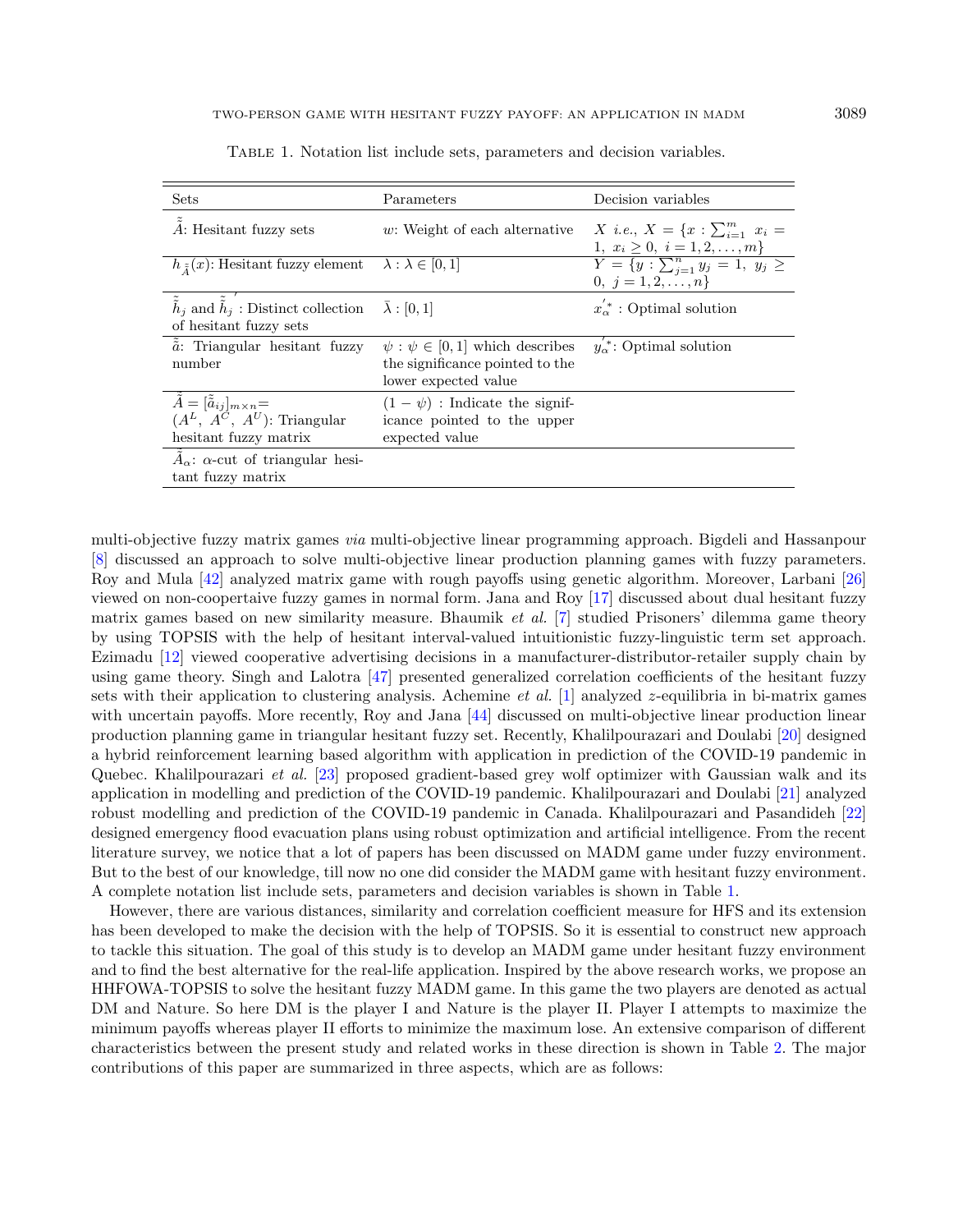Table 1. Notation list include sets, parameters and decision variables.

| Sets | Parameters | Decision variables |
|---|---|---|
| $\tilde{\tilde{A}}$: Hesitant fuzzy sets | $w$: Weight of each alternative | $X$ *i.e.*, $X = \{x : \sum_{i=1}^{m} x_i = 1,\ x_i \geq 0,\ i = 1, 2, \ldots, m\}$ |
| $h_{\tilde{\tilde{A}}}(x)$: Hesitant fuzzy element | $\lambda : \lambda \in [0, 1]$ | $Y = \{y : \sum_{j=1}^{n} y_j = 1,\ y_j \geq 0,\ j = 1, 2, \ldots, n\}$ |
| $\tilde{\tilde{h}}_j$ and $\tilde{\tilde{h}}_j^{'}$ : Distinct collection of hesitant fuzzy sets | $\bar{\lambda} : [0, 1]$ | $x_{\alpha}^{'*}$ : Optimal solution |
| $\tilde{\tilde{a}}$: Triangular hesitant fuzzy number | $\psi : \psi \in [0, 1]$ which describes the significance pointed to the lower expected value | $y_{\alpha}^{'*}$: Optimal solution |
| $\tilde{\tilde{A}} = [\tilde{\tilde{a}}_{ij}]_{m\times n}$= $(A^L,\ A^C,\ A^U)$: Triangular hesitant fuzzy matrix | $(1 - \psi)$ : Indicate the significance pointed to the upper expected value | |
| $\tilde{\tilde{A}}_{\alpha}$: $\alpha$-cut of triangular hesitant fuzzy matrix | | |

multi-objective fuzzy matrix games *via* multi-objective linear programming approach. Bigdeli and Hassanpour [8] discussed an approach to solve multi-objective linear production planning games with fuzzy parameters. Roy and Mula [42] analyzed matrix game with rough payoffs using genetic algorithm. Moreover, Larbani [26] viewed on non-coopertaive fuzzy games in normal form. Jana and Roy [17] discussed about dual hesitant fuzzy matrix games based on new similarity measure. Bhaumik *et al.* [7] studied Prisoners' dilemma game theory by using TOPSIS with the help of hesitant interval-valued intuitionistic fuzzy-linguistic term set approach. Ezimadu [12] viewed cooperative advertising decisions in a manufacturer-distributor-retailer supply chain by using game theory. Singh and Lalotra [47] presented generalized correlation coefficients of the hesitant fuzzy sets with their application to clustering analysis. Achemine *et al.* [1] analyzed $z$-equilibria in bi-matrix games with uncertain payoffs. More recently, Roy and Jana [44] discussed on multi-objective linear production linear production planning game in triangular hesitant fuzzy set. Recently, Khalilpourazari and Doulabi [20] designed a hybrid reinforcement learning based algorithm with application in prediction of the COVID-19 pandemic in Quebec. Khalilpourazari *et al.* [23] proposed gradient-based grey wolf optimizer with Gaussian walk and its application in modelling and prediction of the COVID-19 pandemic. Khalilpourazari and Doulabi [21] analyzed robust modelling and prediction of the COVID-19 pandemic in Canada. Khalilpourazari and Pasandideh [22] designed emergency flood evacuation plans using robust optimization and artificial intelligence. From the recent literature survey, we notice that a lot of papers has been discussed on MADM game under fuzzy environment. But to the best of our knowledge, till now no one did consider the MADM game with hesitant fuzzy environment. A complete notation list include sets, parameters and decision variables is shown in Table 1.

However, there are various distances, similarity and correlation coefficient measure for HFS and its extension has been developed to make the decision with the help of TOPSIS. So it is essential to construct new approach to tackle this situation. The goal of this study is to develop an MADM game under hesitant fuzzy environment and to find the best alternative for the real-life application. Inspired by the above research works, we propose an HHFOWA-TOPSIS to solve the hesitant fuzzy MADM game. In this game the two players are denoted as actual DM and Nature. So here DM is the player I and Nature is the player II. Player I attempts to maximize the minimum payoffs whereas player II efforts to minimize the maximum lose. An extensive comparison of different characteristics between the present study and related works in these direction is shown in Table 2. The major contributions of this paper are summarized in three aspects, which are as follows: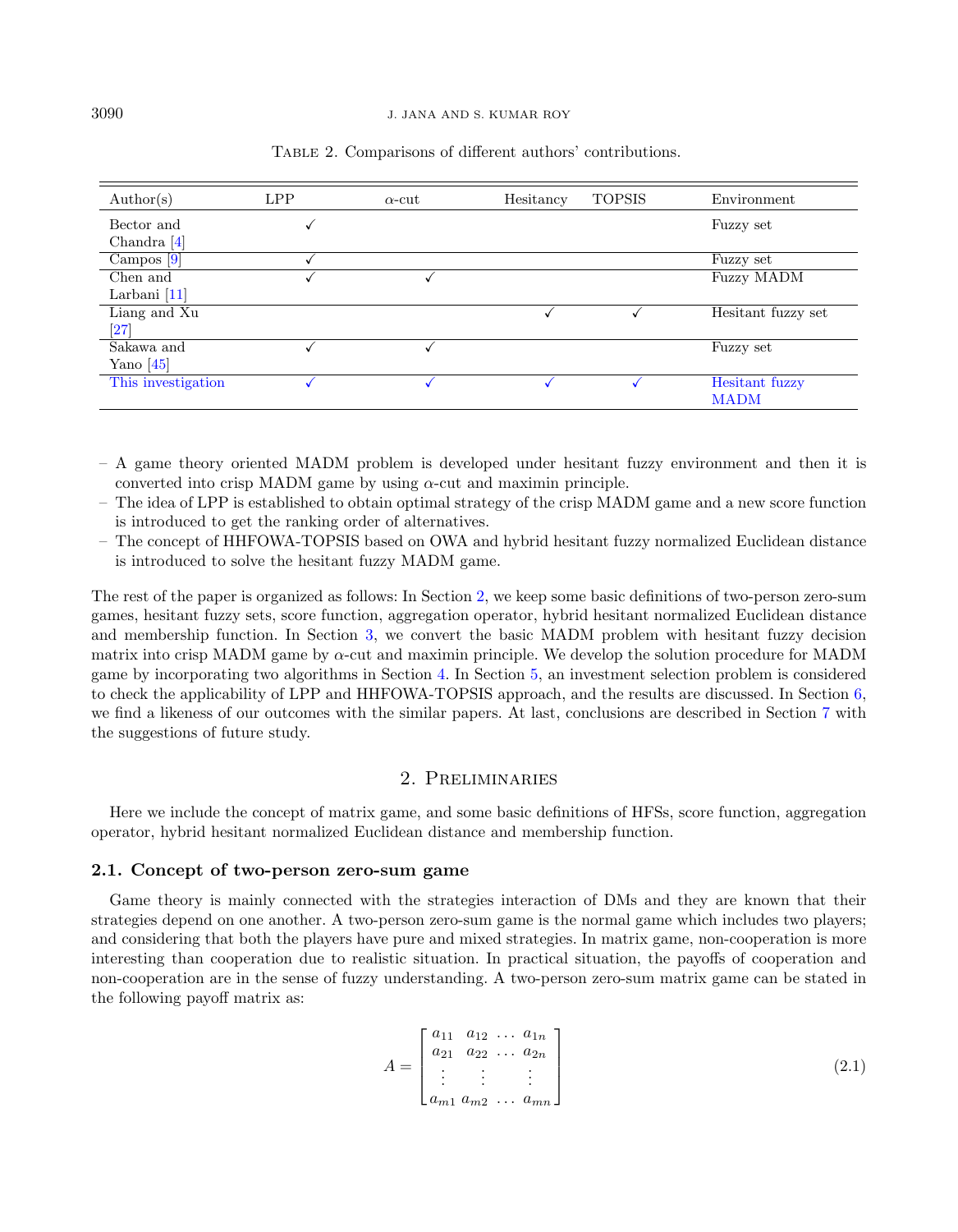Table 2. Comparisons of different authors' contributions.

| Author(s) | LPP | α-cut | Hesitancy | TOPSIS | Environment |
|---|---|---|---|---|---|
| Bector and Chandra [4] | ✓ | | | | Fuzzy set |
| Campos [9] | ✓ | | | | Fuzzy set |
| Chen and Larbani [11] | ✓ | ✓ | | | Fuzzy MADM |
| Liang and Xu [27] | | | ✓ | ✓ | Hesitant fuzzy set |
| Sakawa and Yano [45] | ✓ | ✓ | | | Fuzzy set |
| This investigation | ✓ | ✓ | ✓ | ✓ | Hesitant fuzzy MADM |

- A game theory oriented MADM problem is developed under hesitant fuzzy environment and then it is converted into crisp MADM game by using $\alpha$-cut and maximin principle.
- The idea of LPP is established to obtain optimal strategy of the crisp MADM game and a new score function is introduced to get the ranking order of alternatives.
- The concept of HHFOWA-TOPSIS based on OWA and hybrid hesitant fuzzy normalized Euclidean distance is introduced to solve the hesitant fuzzy MADM game.

The rest of the paper is organized as follows: In Section 2, we keep some basic definitions of two-person zero-sum games, hesitant fuzzy sets, score function, aggregation operator, hybrid hesitant normalized Euclidean distance and membership function. In Section 3, we convert the basic MADM problem with hesitant fuzzy decision matrix into crisp MADM game by $\alpha$-cut and maximin principle. We develop the solution procedure for MADM game by incorporating two algorithms in Section 4. In Section 5, an investment selection problem is considered to check the applicability of LPP and HHFOWA-TOPSIS approach, and the results are discussed. In Section 6, we find a likeness of our outcomes with the similar papers. At last, conclusions are described in Section 7 with the suggestions of future study.

## 2. Preliminaries

Here we include the concept of matrix game, and some basic definitions of HFSs, score function, aggregation operator, hybrid hesitant normalized Euclidean distance and membership function.

### 2.1. Concept of two-person zero-sum game

Game theory is mainly connected with the strategies interaction of DMs and they are known that their strategies depend on one another. A two-person zero-sum game is the normal game which includes two players; and considering that both the players have pure and mixed strategies. In matrix game, non-cooperation is more interesting than cooperation due to realistic situation. In practical situation, the payoffs of cooperation and non-cooperation are in the sense of fuzzy understanding. A two-person zero-sum matrix game can be stated in the following payoff matrix as:

$$A = \begin{bmatrix} a_{11} & a_{12} & \dots & a_{1n} \\ a_{21} & a_{22} & \dots & a_{2n} \\ \vdots & \vdots & & \vdots \\ a_{m1} & a_{m2} & \dots & a_{mn} \end{bmatrix} \tag{2.1}$$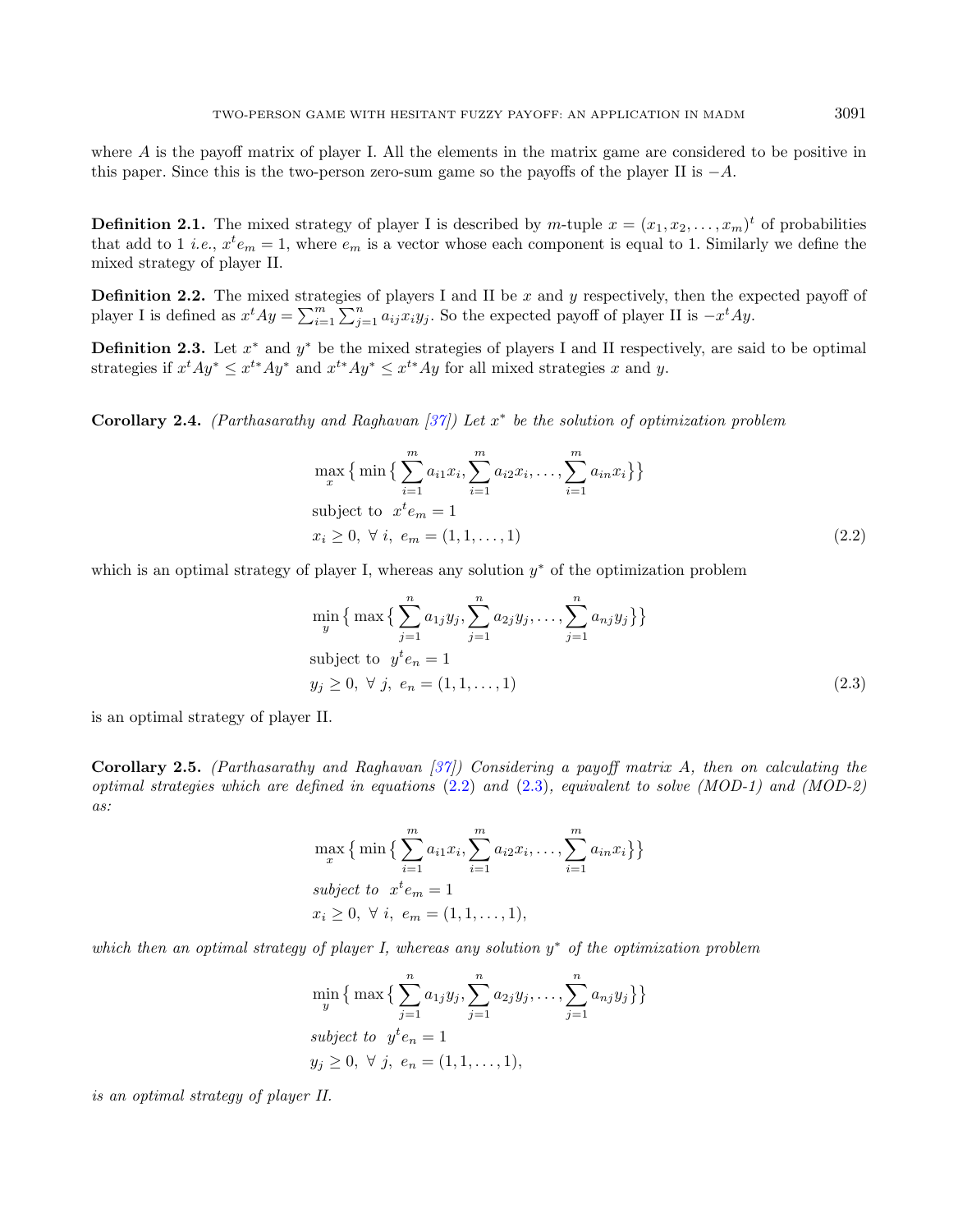where $A$ is the payoff matrix of player I. All the elements in the matrix game are considered to be positive in this paper. Since this is the two-person zero-sum game so the payoffs of the player II is $-A$.

**Definition 2.1.** The mixed strategy of player I is described by $m$-tuple $x = (x_1, x_2, \ldots, x_m)^t$ of probabilities that add to 1 *i.e.*, $x^t e_m = 1$, where $e_m$ is a vector whose each component is equal to 1. Similarly we define the mixed strategy of player II.

**Definition 2.2.** The mixed strategies of players I and II be $x$ and $y$ respectively, then the expected payoff of player I is defined as $x^t A y = \sum_{i=1}^{m} \sum_{j=1}^{n} a_{ij} x_i y_j$. So the expected payoff of player II is $-x^t A y$.

**Definition 2.3.** Let $x^*$ and $y^*$ be the mixed strategies of players I and II respectively, are said to be optimal strategies if $x^t A y^* \leq x^{t*} A y^*$ and $x^{t*} A y^* \leq x^{t*} A y$ for all mixed strategies $x$ and $y$.

**Corollary 2.4.** *(Parthasarathy and Raghavan [37]) Let $x^*$ be the solution of optimization problem*

$$
\begin{aligned}
&\max_{x} \big\{ \min \big\{ \sum_{i=1}^{m} a_{i1} x_i, \sum_{i=1}^{m} a_{i2} x_i, \ldots, \sum_{i=1}^{m} a_{in} x_i \big\} \big\} \\
&\text{subject to } \ x^t e_m = 1 \\
&x_i \geq 0, \ \forall \ i, \ e_m = (1, 1, \ldots, 1)
\end{aligned}
\tag{2.2}
$$

which is an optimal strategy of player I, whereas any solution $y^*$ of the optimization problem

$$
\begin{aligned}
&\min_{y} \big\{ \max \big\{ \sum_{j=1}^{n} a_{1j} y_j, \sum_{j=1}^{n} a_{2j} y_j, \ldots, \sum_{j=1}^{n} a_{nj} y_j \big\} \big\} \\
&\text{subject to } \ y^t e_n = 1 \\
&y_j \geq 0, \ \forall \ j, \ e_n = (1, 1, \ldots, 1)
\end{aligned}
\tag{2.3}
$$

is an optimal strategy of player II.

**Corollary 2.5.** *(Parthasarathy and Raghavan [37]) Considering a payoff matrix $A$, then on calculating the optimal strategies which are defined in equations (2.2) and (2.3), equivalent to solve (MOD-1) and (MOD-2) as:*

$$
\begin{aligned}
&\max_{x} \big\{ \min \big\{ \sum_{i=1}^{m} a_{i1} x_i, \sum_{i=1}^{m} a_{i2} x_i, \ldots, \sum_{i=1}^{m} a_{in} x_i \big\} \big\} \\
&\textit{subject to } \ x^t e_m = 1 \\
&x_i \geq 0, \ \forall \ i, \ e_m = (1, 1, \ldots, 1),
\end{aligned}
$$

*which then an optimal strategy of player I, whereas any solution $y^*$ of the optimization problem*

$$
\begin{aligned}
&\min_{y} \big\{ \max \big\{ \sum_{j=1}^{n} a_{1j} y_j, \sum_{j=1}^{n} a_{2j} y_j, \ldots, \sum_{j=1}^{n} a_{nj} y_j \big\} \big\} \\
&\textit{subject to } \ y^t e_n = 1 \\
&y_j \geq 0, \ \forall \ j, \ e_n = (1, 1, \ldots, 1),
\end{aligned}
$$

*is an optimal strategy of player II.*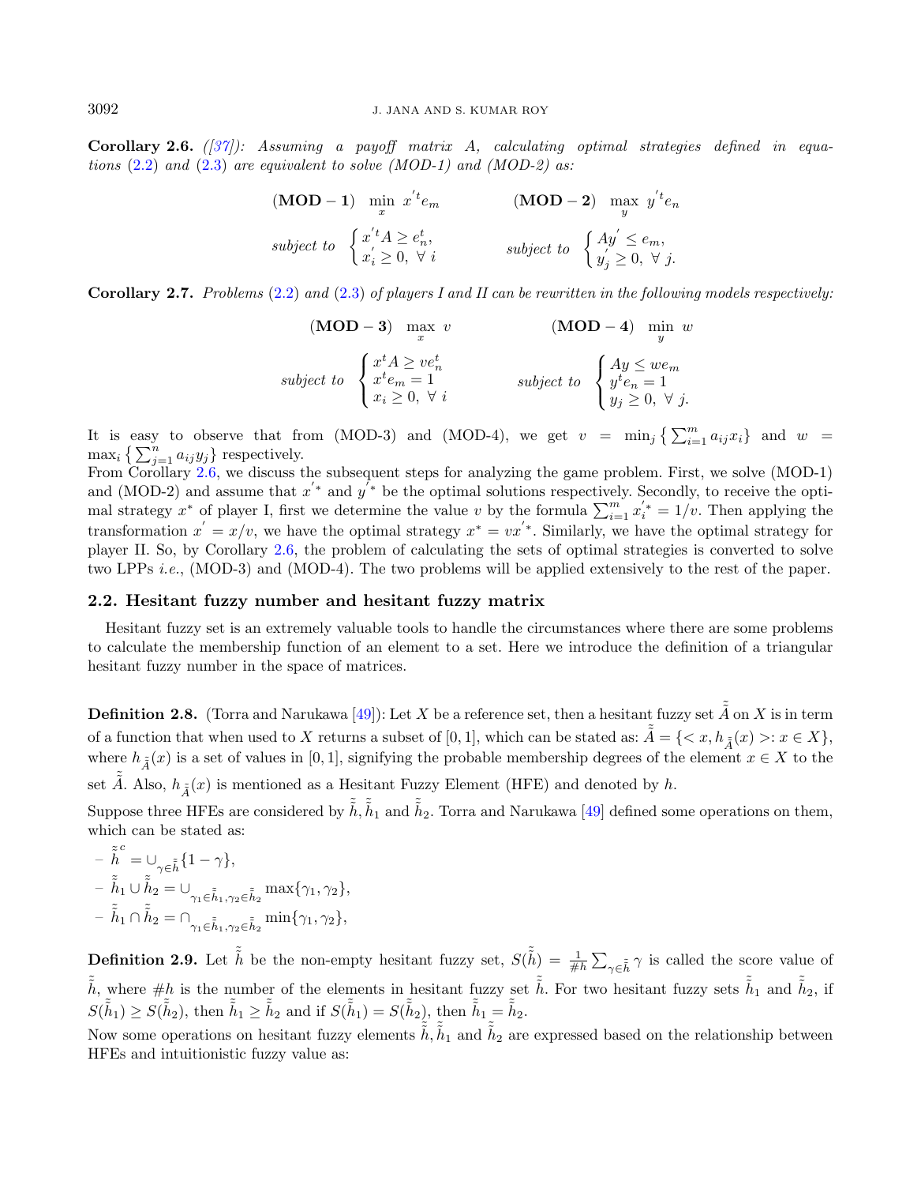**Corollary 2.6.** *([37]): Assuming a payoff matrix A, calculating optimal strategies defined in equations (2.2) and (2.3) are equivalent to solve (MOD-1) and (MOD-2) as:*

$$
\textbf{(MOD}-\textbf{1)} \quad \min_{x} \; x^{'t}e_m \qquad\qquad \textbf{(MOD}-\textbf{2)} \quad \max_{y} \; y^{'t}e_n
$$

$$
\textit{subject to} \; \begin{cases} x^{'t}A \geq e_n^t, \\ x_i^{'} \geq 0, \; \forall \; i \end{cases} \qquad\qquad \textit{subject to} \; \begin{cases} Ay^{'} \leq e_m, \\ y_j^{'} \geq 0, \; \forall \; j. \end{cases}
$$

**Corollary 2.7.** *Problems (2.2) and (2.3) of players I and II can be rewritten in the following models respectively:*

$$
\textbf{(MOD}-\textbf{3)} \quad \max_{x} \; v \qquad\qquad \textbf{(MOD}-\textbf{4)} \quad \min_{y} \; w
$$

$$
\textit{subject to} \; \begin{cases} x^tA \geq ve_n^t \\ x^te_m = 1 \\ x_i \geq 0, \; \forall \; i \end{cases} \qquad\qquad \textit{subject to} \; \begin{cases} Ay \leq we_m \\ y^te_n = 1 \\ y_j \geq 0, \; \forall \; j. \end{cases}
$$

It is easy to observe that from (MOD-3) and (MOD-4), we get $v = \min_j \left\{ \sum_{i=1}^{m} a_{ij}x_i \right\}$ and $w = \max_i \left\{ \sum_{j=1}^{n} a_{ij}y_j \right\}$ respectively.

From Corollary 2.6, we discuss the subsequent steps for analyzing the game problem. First, we solve (MOD-1) and (MOD-2) and assume that $x^{'*}$ and $y^{'*}$ be the optimal solutions respectively. Secondly, to receive the optimal strategy $x^*$ of player I, first we determine the value $v$ by the formula $\sum_{i=1}^{m} x_i^{'*} = 1/v$. Then applying the transformation $x^{'} = x/v$, we have the optimal strategy $x^* = vx^{'*}$. Similarly, we have the optimal strategy for player II. So, by Corollary 2.6, the problem of calculating the sets of optimal strategies is converted to solve two LPPs *i.e.*, (MOD-3) and (MOD-4). The two problems will be applied extensively to the rest of the paper.

### 2.2. Hesitant fuzzy number and hesitant fuzzy matrix

Hesitant fuzzy set is an extremely valuable tools to handle the circumstances where there are some problems to calculate the membership function of an element to a set. Here we introduce the definition of a triangular hesitant fuzzy number in the space of matrices.

**Definition 2.8.** (Torra and Narukawa [49]): Let $X$ be a reference set, then a hesitant fuzzy set $\tilde{\tilde{A}}$ on $X$ is in term of a function that when used to $X$ returns a subset of $[0, 1]$, which can be stated as: $\tilde{\tilde{A}} = \{< x, h_{\tilde{\tilde{A}}}(x) >: x \in X\}$, where $h_{\tilde{\tilde{A}}}(x)$ is a set of values in $[0, 1]$, signifying the probable membership degrees of the element $x \in X$ to the set $\tilde{\tilde{A}}$. Also, $h_{\tilde{\tilde{A}}}(x)$ is mentioned as a Hesitant Fuzzy Element (HFE) and denoted by $h$.

Suppose three HFEs are considered by $\tilde{\tilde{h}}, \tilde{\tilde{h}}_1$ and $\tilde{\tilde{h}}_2$. Torra and Narukawa [49] defined some operations on them, which can be stated as:

- $\tilde{\tilde{h}}^c = \cup_{\gamma \in \tilde{\tilde{h}}}\{1 - \gamma\}$,
- $\tilde{\tilde{h}}_1 \cup \tilde{\tilde{h}}_2 = \cup_{\gamma_1 \in \tilde{\tilde{h}}_1, \gamma_2 \in \tilde{\tilde{h}}_2} \max\{\gamma_1, \gamma_2\}$,
- $\tilde{\tilde{h}}_1 \cap \tilde{\tilde{h}}_2 = \cap_{\gamma_1 \in \tilde{\tilde{h}}_1, \gamma_2 \in \tilde{\tilde{h}}_2} \min\{\gamma_1, \gamma_2\}$,

**Definition 2.9.** Let $\tilde{\tilde{h}}$ be the non-empty hesitant fuzzy set, $S(\tilde{\tilde{h}}) = \frac{1}{\#h}\sum_{\gamma \in \tilde{\tilde{h}}} \gamma$ is called the score value of $\tilde{\tilde{h}}$, where $\#h$ is the number of the elements in hesitant fuzzy set $\tilde{\tilde{h}}$. For two hesitant fuzzy sets $\tilde{\tilde{h}}_1$ and $\tilde{\tilde{h}}_2$, if $S(\tilde{\tilde{h}}_1) \geq S(\tilde{\tilde{h}}_2)$, then $\tilde{\tilde{h}}_1 \geq \tilde{\tilde{h}}_2$ and if $S(\tilde{\tilde{h}}_1) = S(\tilde{\tilde{h}}_2)$, then $\tilde{\tilde{h}}_1 = \tilde{\tilde{h}}_2$.

Now some operations on hesitant fuzzy elements $\tilde{\tilde{h}}, \tilde{\tilde{h}}_1$ and $\tilde{\tilde{h}}_2$ are expressed based on the relationship between HFEs and intuitionistic fuzzy value as: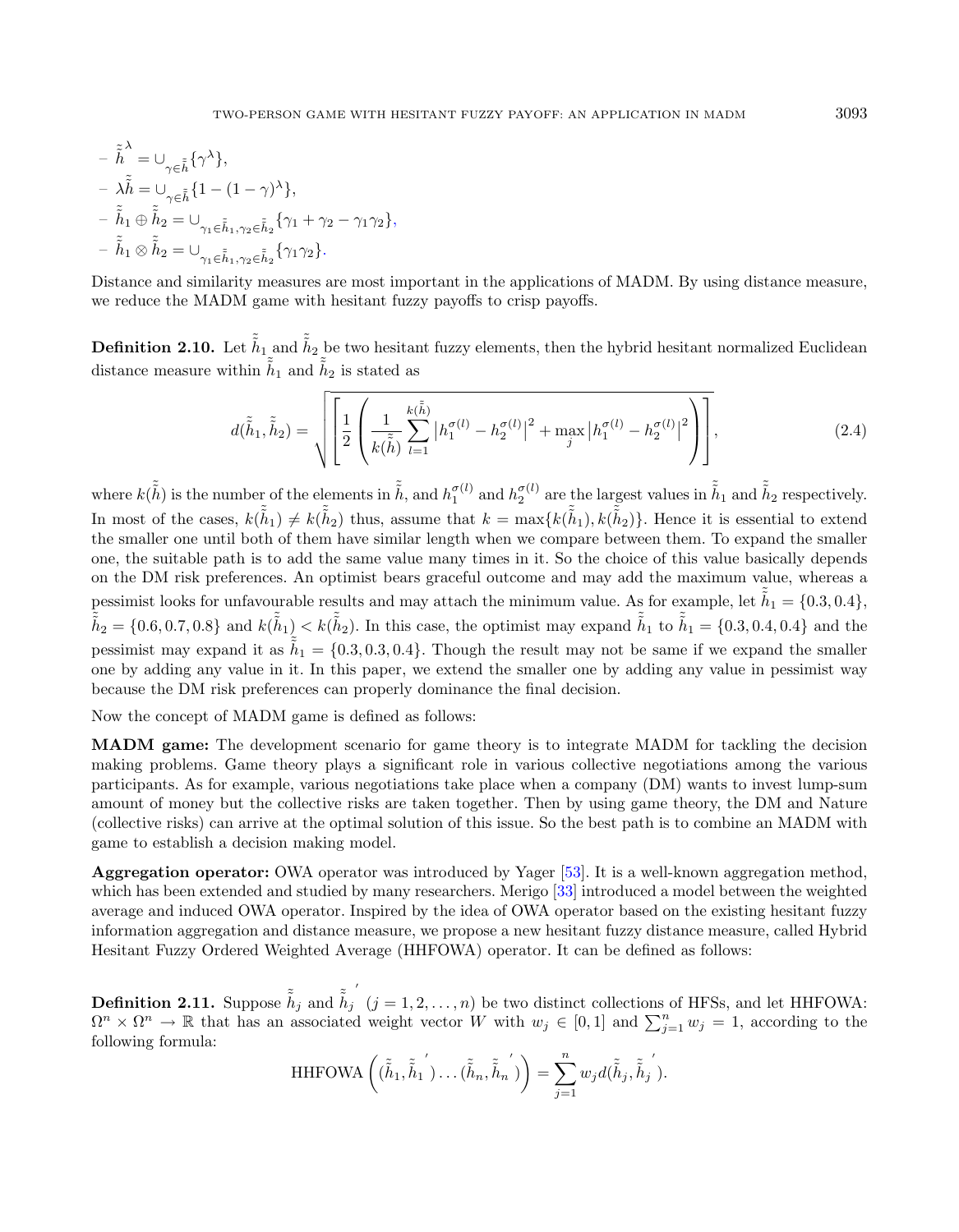- $\tilde{\tilde{h}}^{\lambda} = \cup_{\gamma \in \tilde{\tilde{h}}} \{\gamma^{\lambda}\}$,
- $\lambda \tilde{\tilde{h}} = \cup_{\gamma \in \tilde{\tilde{h}}} \{1 - (1-\gamma)^{\lambda}\}$,
- $\tilde{\tilde{h}}_1 \oplus \tilde{\tilde{h}}_2 = \cup_{\gamma_1 \in \tilde{\tilde{h}}_1, \gamma_2 \in \tilde{\tilde{h}}_2} \{\gamma_1 + \gamma_2 - \gamma_1 \gamma_2\}$,
- $\tilde{\tilde{h}}_1 \otimes \tilde{\tilde{h}}_2 = \cup_{\gamma_1 \in \tilde{\tilde{h}}_1, \gamma_2 \in \tilde{\tilde{h}}_2} \{\gamma_1 \gamma_2\}$.

Distance and similarity measures are most important in the applications of MADM. By using distance measure, we reduce the MADM game with hesitant fuzzy payoffs to crisp payoffs.

**Definition 2.10.** Let $\tilde{\tilde{h}}_1$ and $\tilde{\tilde{h}}_2$ be two hesitant fuzzy elements, then the hybrid hesitant normalized Euclidean distance measure within $\tilde{\tilde{h}}_1$ and $\tilde{\tilde{h}}_2$ is stated as

$$d(\tilde{\tilde{h}}_1, \tilde{\tilde{h}}_2) = \sqrt{\left[ \frac{1}{2} \left( \frac{1}{k(\tilde{\tilde{h}})} \sum_{l=1}^{k(\tilde{\tilde{h}})} \left| h_1^{\sigma(l)} - h_2^{\sigma(l)} \right|^2 + \max_j \left| h_1^{\sigma(l)} - h_2^{\sigma(l)} \right|^2 \right) \right]}, \tag{2.4}$$

where $k(\tilde{\tilde{h}})$ is the number of the elements in $\tilde{\tilde{h}}$, and $h_1^{\sigma(l)}$ and $h_2^{\sigma(l)}$ are the largest values in $\tilde{\tilde{h}}_1$ and $\tilde{\tilde{h}}_2$ respectively. In most of the cases, $k(\tilde{\tilde{h}}_1) \neq k(\tilde{\tilde{h}}_2)$ thus, assume that $k = \max\{k(\tilde{\tilde{h}}_1), k(\tilde{\tilde{h}}_2)\}$. Hence it is essential to extend the smaller one until both of them have similar length when we compare between them. To expand the smaller one, the suitable path is to add the same value many times in it. So the choice of this value basically depends on the DM risk preferences. An optimist bears graceful outcome and may add the maximum value, whereas a pessimist looks for unfavourable results and may attach the minimum value. As for example, let $\tilde{\tilde{h}}_1 = \{0.3, 0.4\}$, $\tilde{\tilde{h}}_2 = \{0.6, 0.7, 0.8\}$ and $k(\tilde{\tilde{h}}_1) < k(\tilde{\tilde{h}}_2)$. In this case, the optimist may expand $\tilde{\tilde{h}}_1$ to $\tilde{\tilde{h}}_1 = \{0.3, 0.4, 0.4\}$ and the pessimist may expand it as $\tilde{\tilde{h}}_1 = \{0.3, 0.3, 0.4\}$. Though the result may not be same if we expand the smaller one by adding any value in it. In this paper, we extend the smaller one by adding any value in pessimist way because the DM risk preferences can properly dominance the final decision.

Now the concept of MADM game is defined as follows:

**MADM game:** The development scenario for game theory is to integrate MADM for tackling the decision making problems. Game theory plays a significant role in various collective negotiations among the various participants. As for example, various negotiations take place when a company (DM) wants to invest lump-sum amount of money but the collective risks are taken together. Then by using game theory, the DM and Nature (collective risks) can arrive at the optimal solution of this issue. So the best path is to combine an MADM with game to establish a decision making model.

**Aggregation operator:** OWA operator was introduced by Yager [53]. It is a well-known aggregation method, which has been extended and studied by many researchers. Merigo [33] introduced a model between the weighted average and induced OWA operator. Inspired by the idea of OWA operator based on the existing hesitant fuzzy information aggregation and distance measure, we propose a new hesitant fuzzy distance measure, called Hybrid Hesitant Fuzzy Ordered Weighted Average (HHFOWA) operator. It can be defined as follows:

**Definition 2.11.** Suppose $\tilde{\tilde{h}}_j$ and $\tilde{\tilde{h}}_j^{'}$ $(j = 1, 2, \ldots, n)$ be two distinct collections of HFSs, and let HHFOWA: $\Omega^n \times \Omega^n \to \mathbb{R}$ that has an associated weight vector $W$ with $w_j \in [0, 1]$ and $\sum_{j=1}^{n} w_j = 1$, according to the following formula:

$$\text{HHFOWA}\left( (\tilde{\tilde{h}}_1, \tilde{\tilde{h}}_1^{'}) \ldots (\tilde{\tilde{h}}_n, \tilde{\tilde{h}}_n^{'}) \right) = \sum_{j=1}^{n} w_j d(\tilde{\tilde{h}}_j, \tilde{\tilde{h}}_j^{'}).$$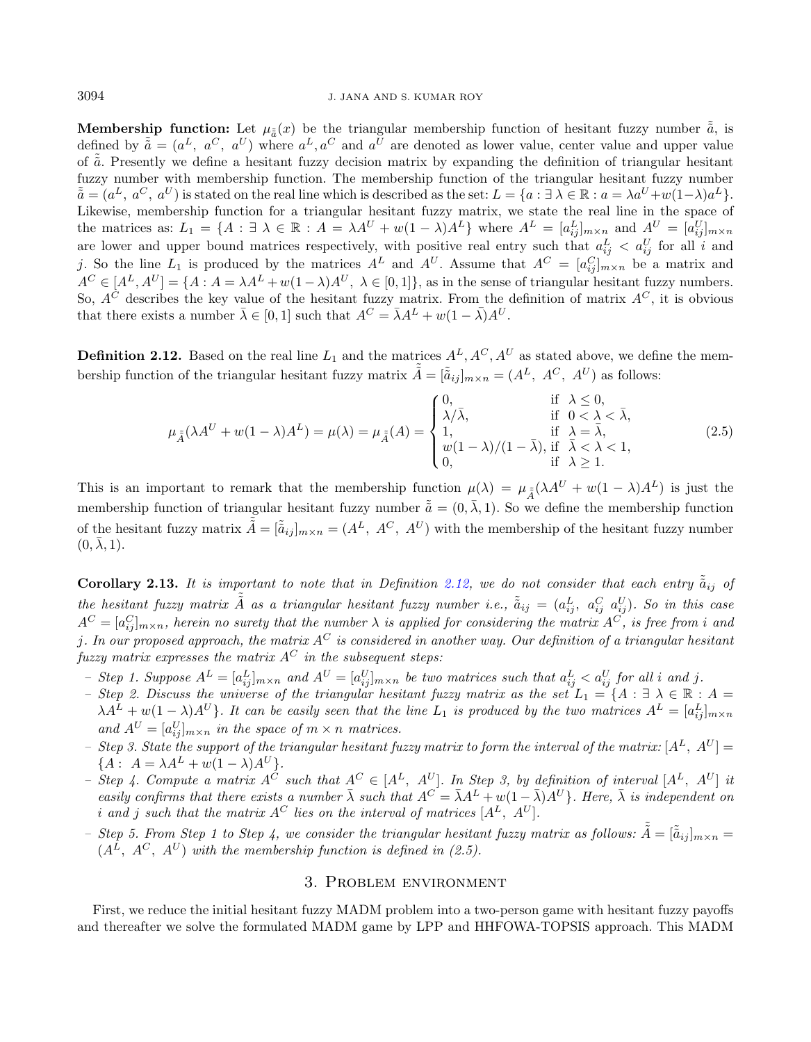**Membership function:** Let $\mu_{\tilde{\tilde{a}}}(x)$ be the triangular membership function of hesitant fuzzy number $\tilde{\tilde{a}}$, is defined by $\tilde{\tilde{a}} = (a^L,\ a^C,\ a^U)$ where $a^L, a^C$ and $a^U$ are denoted as lower value, center value and upper value of $\tilde{\tilde{a}}$. Presently we define a hesitant fuzzy decision matrix by expanding the definition of triangular hesitant fuzzy number with membership function. The membership function of the triangular hesitant fuzzy number $\tilde{\tilde{a}} = (a^L,\ a^C,\ a^U)$ is stated on the real line which is described as the set: $L = \{a : \exists\, \lambda \in \mathbb{R} : a = \lambda a^U + w(1-\lambda)a^L\}$. Likewise, membership function for a triangular hesitant fuzzy matrix, we state the real line in the space of the matrices as: $L_1 = \{A : \exists\ \lambda \in \mathbb{R} : A = \lambda A^U + w(1-\lambda)A^L\}$ where $A^L = [a^L_{ij}]_{m\times n}$ and $A^U = [a^U_{ij}]_{m\times n}$ are lower and upper bound matrices respectively, with positive real entry such that $a^L_{ij} < a^U_{ij}$ for all $i$ and $j$. So the line $L_1$ is produced by the matrices $A^L$ and $A^U$. Assume that $A^C = [a^C_{ij}]_{m\times n}$ be a matrix and $A^C \in [A^L, A^U] = \{A : A = \lambda A^L + w(1-\lambda)A^U,\ \lambda \in [0,1]\}$, as in the sense of triangular hesitant fuzzy numbers. So, $A^C$ describes the key value of the hesitant fuzzy matrix. From the definition of matrix $A^C$, it is obvious that there exists a number $\bar{\lambda} \in [0,1]$ such that $A^C = \bar{\lambda}A^L + w(1-\bar{\lambda})A^U$.

**Definition 2.12.** Based on the real line $L_1$ and the matrices $A^L, A^C, A^U$ as stated above, we define the membership function of the triangular hesitant fuzzy matrix $\tilde{\tilde{A}} = [\tilde{\tilde{a}}_{ij}]_{m\times n} = (A^L,\ A^C,\ A^U)$ as follows:

$$\mu_{\tilde{\tilde{A}}}(\lambda A^U + w(1-\lambda)A^L) = \mu(\lambda) = \mu_{\tilde{\tilde{A}}}(A) = \begin{cases} 0, & \text{if } \ \lambda \leq 0, \\ \lambda/\bar{\lambda}, & \text{if } \ 0 < \lambda < \bar{\lambda}, \\ 1, & \text{if } \ \lambda = \bar{\lambda}, \\ w(1-\lambda)/(1-\bar{\lambda}), & \text{if } \ \bar{\lambda} < \lambda < 1, \\ 0, & \text{if } \ \lambda \geq 1. \end{cases} \tag{2.5}$$

This is an important to remark that the membership function $\mu(\lambda) = \mu_{\tilde{\tilde{A}}}(\lambda A^U + w(1-\lambda)A^L)$ is just the membership function of triangular hesitant fuzzy number $\tilde{\tilde{a}} = (0, \bar{\lambda}, 1)$. So we define the membership function of the hesitant fuzzy matrix $\tilde{\tilde{A}} = [\tilde{\tilde{a}}_{ij}]_{m\times n} = (A^L,\ A^C,\ A^U)$ with the membership of the hesitant fuzzy number $(0, \bar{\lambda}, 1)$.

**Corollary 2.13.** *It is important to note that in Definition 2.12, we do not consider that each entry $\tilde{\tilde{a}}_{ij}$ of the hesitant fuzzy matrix $\tilde{\tilde{A}}$ as a triangular hesitant fuzzy number i.e., $\tilde{\tilde{a}}_{ij} = (a^L_{ij},\ a^C_{ij}\ a^U_{ij})$. So in this case $A^C = [a^C_{ij}]_{m\times n}$, herein no surety that the number $\lambda$ is applied for considering the matrix $A^C$, is free from $i$ and $j$. In our proposed approach, the matrix $A^C$ is considered in another way. Our definition of a triangular hesitant fuzzy matrix expresses the matrix $A^C$ in the subsequent steps:*

- *Step 1. Suppose $A^L = [a^L_{ij}]_{m\times n}$ and $A^U = [a^U_{ij}]_{m\times n}$ be two matrices such that $a^L_{ij} < a^U_{ij}$ for all $i$ and $j$.*
- *Step 2. Discuss the universe of the triangular hesitant fuzzy matrix as the set $L_1 = \{A : \exists\ \lambda \in \mathbb{R} : A = \lambda A^L + w(1-\lambda)A^U\}$. It can be easily seen that the line $L_1$ is produced by the two matrices $A^L = [a^L_{ij}]_{m\times n}$ and $A^U = [a^U_{ij}]_{m\times n}$ in the space of $m \times n$ matrices.*
- *Step 3. State the support of the triangular hesitant fuzzy matrix to form the interval of the matrix: $[A^L,\ A^U] = \{A :\ A = \lambda A^L + w(1-\lambda)A^U\}$.*
- *Step 4. Compute a matrix $A^C$ such that $A^C \in [A^L,\ A^U]$. In Step 3, by definition of interval $[A^L,\ A^U]$ it easily confirms that there exists a number $\bar{\lambda}$ such that $A^C = \bar{\lambda}A^L + w(1-\bar{\lambda})A^U\}$. Here, $\bar{\lambda}$ is independent on $i$ and $j$ such that the matrix $A^C$ lies on the interval of matrices $[A^L,\ A^U]$.*
- *Step 5. From Step 1 to Step 4, we consider the triangular hesitant fuzzy matrix as follows: $\tilde{\tilde{A}} = [\tilde{\tilde{a}}_{ij}]_{m\times n} = (A^L,\ A^C,\ A^U)$ with the membership function is defined in (2.5).*

## 3. Problem environment

First, we reduce the initial hesitant fuzzy MADM problem into a two-person game with hesitant fuzzy payoffs and thereafter we solve the formulated MADM game by LPP and HHFOWA-TOPSIS approach. This MADM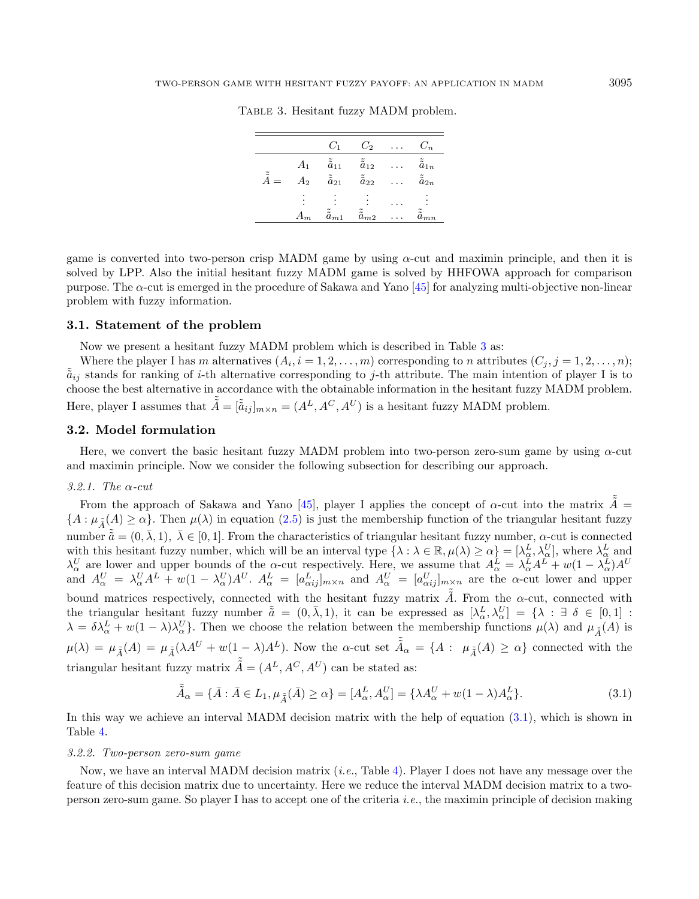Table 3. Hesitant fuzzy MADM problem.

| | | $C_1$ | $C_2$ | $\dots$ | $C_n$ |
|---|---|---|---|---|---|
| | $A_1$ | $\tilde{\tilde{a}}_{11}$ | $\tilde{\tilde{a}}_{12}$ | $\dots$ | $\tilde{\tilde{a}}_{1n}$ |
| $\tilde{\tilde{A}} =$ | $A_2$ | $\tilde{\tilde{a}}_{21}$ | $\tilde{\tilde{a}}_{22}$ | $\dots$ | $\tilde{\tilde{a}}_{2n}$ |
| | $\vdots$ | $\vdots$ | $\vdots$ | $\dots$ | $\vdots$ |
| | $A_m$ | $\tilde{\tilde{a}}_{m1}$ | $\tilde{\tilde{a}}_{m2}$ | $\dots$ | $\tilde{\tilde{a}}_{mn}$ |

game is converted into two-person crisp MADM game by using $\alpha$-cut and maximin principle, and then it is solved by LPP. Also the initial hesitant fuzzy MADM game is solved by HHFOWA approach for comparison purpose. The $\alpha$-cut is emerged in the procedure of Sakawa and Yano [45] for analyzing multi-objective non-linear problem with fuzzy information.

### 3.1. Statement of the problem

Now we present a hesitant fuzzy MADM problem which is described in Table 3 as:

Where the player I has $m$ alternatives ($A_i, i = 1, 2, \dots, m$) corresponding to $n$ attributes ($C_j, j = 1, 2, \dots, n$); $\tilde{\tilde{a}}_{ij}$ stands for ranking of $i$-th alternative corresponding to $j$-th attribute. The main intention of player I is to choose the best alternative in accordance with the obtainable information in the hesitant fuzzy MADM problem. Here, player I assumes that $\tilde{\tilde{A}} = [\tilde{\tilde{a}}_{ij}]_{m\times n} = (A^L, A^C, A^U)$ is a hesitant fuzzy MADM problem.

### 3.2. Model formulation

Here, we convert the basic hesitant fuzzy MADM problem into two-person zero-sum game by using $\alpha$-cut and maximin principle. Now we consider the following subsection for describing our approach.

*3.2.1. The $\alpha$-cut*

From the approach of Sakawa and Yano [45], player I applies the concept of $\alpha$-cut into the matrix $\tilde{\tilde{A}} = \{A : \mu_{\tilde{\tilde{A}}}(A) \geq \alpha\}$. Then $\mu(\lambda)$ in equation (2.5) is just the membership function of the triangular hesitant fuzzy number $\tilde{\tilde{a}} = (0, \bar{\lambda}, 1)$, $\bar{\lambda} \in [0, 1]$. From the characteristics of triangular hesitant fuzzy number, $\alpha$-cut is connected with this hesitant fuzzy number, which will be an interval type $\{\lambda : \lambda \in \mathbb{R}, \mu(\lambda) \geq \alpha\} = [\lambda_\alpha^L, \lambda_\alpha^U]$, where $\lambda_\alpha^L$ and $\lambda_\alpha^U$ are lower and upper bounds of the $\alpha$-cut respectively. Here, we assume that $A_\alpha^L = \lambda_\alpha^L A^L + w(1 - \lambda_\alpha^L)A^U$ and $A_\alpha^U = \lambda_\alpha^U A^L + w(1 - \lambda_\alpha^U)A^U$. $A_\alpha^L = [a_{\alpha ij}^L]_{m\times n}$ and $A_\alpha^U = [a_{\alpha ij}^U]_{m\times n}$ are the $\alpha$-cut lower and upper bound matrices respectively, connected with the hesitant fuzzy matrix $\tilde{\tilde{A}}$. From the $\alpha$-cut, connected with the triangular hesitant fuzzy number $\tilde{\tilde{a}} = (0, \bar{\lambda}, 1)$, it can be expressed as $[\lambda_\alpha^L, \lambda_\alpha^U] = \{\lambda : \exists\ \delta \in [0, 1] : \lambda = \delta\lambda_\alpha^L + w(1 - \lambda)\lambda_\alpha^U\}$. Then we choose the relation between the membership functions $\mu(\lambda)$ and $\mu_{\tilde{\tilde{A}}}(A)$ is $\mu(\lambda) = \mu_{\tilde{\tilde{A}}}(A) = \mu_{\tilde{\tilde{A}}}(\lambda A^U + w(1 - \lambda)A^L)$. Now the $\alpha$-cut set $\tilde{\tilde{A}}_\alpha = \{A : \ \mu_{\tilde{\tilde{A}}}(A) \geq \alpha\}$ connected with the triangular hesitant fuzzy matrix $\tilde{\tilde{A}} = (A^L, A^C, A^U)$ can be stated as:

$$\tilde{\tilde{A}}_\alpha = \{\bar{A} : \bar{A} \in L_1, \mu_{\tilde{\tilde{A}}}(\bar{A}) \geq \alpha\} = [A_\alpha^L, A_\alpha^U] = \{\lambda A_\alpha^U + w(1 - \lambda)A_\alpha^L\}. \tag{3.1}$$

In this way we achieve an interval MADM decision matrix with the help of equation (3.1), which is shown in Table 4.

*3.2.2. Two-person zero-sum game*

Now, we have an interval MADM decision matrix (*i.e.*, Table 4). Player I does not have any message over the feature of this decision matrix due to uncertainty. Here we reduce the interval MADM decision matrix to a two-person zero-sum game. So player I has to accept one of the criteria *i.e.*, the maximin principle of decision making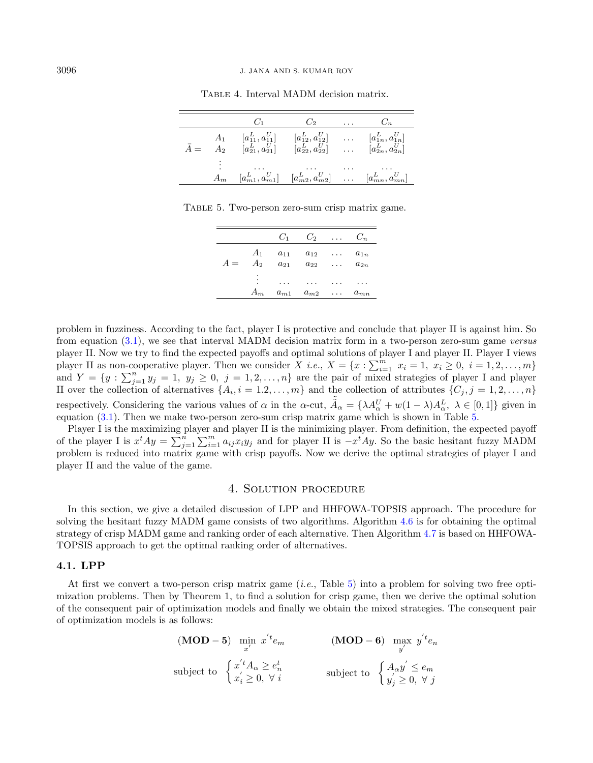Table 4. Interval MADM decision matrix.

| | | $C_1$ | $C_2$ | $\dots$ | $C_n$ |
|---|---|---|---|---|---|
| $\bar{A} =$ | $A_1$ | $[a_{11}^L, a_{11}^U]$ | $[a_{12}^L, a_{12}^U]$ | $\dots$ | $[a_{1n}^L, a_{1n}^U]$ |
| | $A_2$ | $[a_{21}^L, a_{21}^U]$ | $[a_{22}^L, a_{22}^U]$ | $\dots$ | $[a_{2n}^L, a_{2n}^U]$ |
| | $\vdots$ | $\dots$ | $\dots$ | $\dots$ | $\dots$ |
| | $A_m$ | $[a_{m1}^L, a_{m1}^U]$ | $[a_{m2}^L, a_{m2}^U]$ | $\dots$ | $[a_{mn}^L, a_{mn}^U]$ |

Table 5. Two-person zero-sum crisp matrix game.

| | | $C_1$ | $C_2$ | $\dots$ | $C_n$ |
|---|---|---|---|---|---|
| $A =$ | $A_1$ | $a_{11}$ | $a_{12}$ | $\dots$ | $a_{1n}$ |
| | $A_2$ | $a_{21}$ | $a_{22}$ | $\dots$ | $a_{2n}$ |
| | $\vdots$ | $\dots$ | $\dots$ | $\dots$ | $\dots$ |
| | $A_m$ | $a_{m1}$ | $a_{m2}$ | $\dots$ | $a_{mn}$ |

problem in fuzziness. According to the fact, player I is protective and conclude that player II is against him. So from equation (3.1), we see that interval MADM decision matrix form in a two-person zero-sum game *versus* player II. Now we try to find the expected payoffs and optimal solutions of player I and player II. Player I views player II as non-cooperative player. Then we consider $X$ *i.e.*, $X = \{x : \sum_{i=1}^{m} x_i = 1,\ x_i \geq 0,\ i = 1, 2, \dots, m\}$ and $Y = \{y : \sum_{j=1}^{n} y_j = 1,\ y_j \geq 0,\ j = 1, 2, \dots, n\}$ are the pair of mixed strategies of player I and player II over the collection of alternatives $\{A_i, i = 1.2, \dots, m\}$ and the collection of attributes $\{C_j, j = 1, 2, \dots, n\}$ respectively. Considering the various values of $\alpha$ in the $\alpha$-cut, $\tilde{\tilde{A}}_\alpha = \{\lambda A_\alpha^U + w(1-\lambda)A_\alpha^L,\ \lambda \in [0, 1]\}$ given in equation (3.1). Then we make two-person zero-sum crisp matrix game which is shown in Table 5.

Player I is the maximizing player and player II is the minimizing player. From definition, the expected payoff of the player I is $x^t A y = \sum_{j=1}^{n}\sum_{i=1}^{m} a_{ij} x_i y_j$ and for player II is $-x^t A y$. So the basic hesitant fuzzy MADM problem is reduced into matrix game with crisp payoffs. Now we derive the optimal strategies of player I and player II and the value of the game.

# 4. Solution procedure

In this section, we give a detailed discussion of LPP and HHFOWA-TOPSIS approach. The procedure for solving the hesitant fuzzy MADM game consists of two algorithms. Algorithm 4.6 is for obtaining the optimal strategy of crisp MADM game and ranking order of each alternative. Then Algorithm 4.7 is based on HHFOWA-TOPSIS approach to get the optimal ranking order of alternatives.

## 4.1. LPP

At first we convert a two-person crisp matrix game (*i.e.*, Table 5) into a problem for solving two free optimization problems. Then by Theorem 1, to find a solution for crisp game, then we derive the optimal solution of the consequent pair of optimization models and finally we obtain the mixed strategies. The consequent pair of optimization models is as follows:

$$
(\mathbf{MOD-5})\quad \min_{x'}\ {x'}^t e_m \qquad\qquad (\mathbf{MOD-6})\quad \max_{y'}\ {y'}^t e_n
$$

$$
\text{subject to}\quad \begin{cases} {x'}^t A_\alpha \geq e_n^t \\ x_i' \geq 0,\ \forall\ i \end{cases} \qquad\qquad \text{subject to}\quad \begin{cases} A_\alpha y' \leq e_m \\ y_j' \geq 0,\ \forall\ j \end{cases}
$$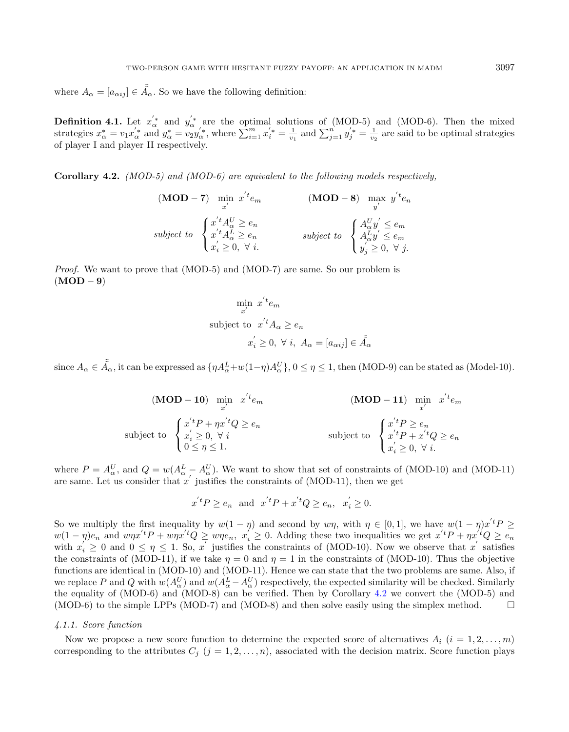where $A_\alpha = [a_{\alpha ij}] \in \tilde{\tilde{A}}_\alpha$. So we have the following definition:

**Definition 4.1.** Let $x_\alpha^{'*}$ and $y_\alpha^{'*}$ are the optimal solutions of (MOD-5) and (MOD-6). Then the mixed strategies $x_\alpha^* = v_1 x_\alpha^{'*}$ and $y_\alpha^* = v_2 y_\alpha^{'*}$, where $\sum_{i=1}^m x_i^{'*} = \frac{1}{v_1}$ and $\sum_{j=1}^n y_j^{'*} = \frac{1}{v_2}$ are said to be optimal strategies of player I and player II respectively.

**Corollary 4.2.** *(MOD-5) and (MOD-6) are equivalent to the following models respectively,*

$$
\textbf{(MOD}-\textbf{7)} \quad \min_{x'} \; x'^t e_m \qquad\qquad \textbf{(MOD}-\textbf{8)} \quad \max_{y'} \; y'^t e_n
$$

$$
\textit{subject to} \; \begin{cases} x'^t A_\alpha^U \geq e_n \\ x'^t A_\alpha^L \geq e_n \\ x_i' \geq 0, \; \forall \; i. \end{cases} \qquad\qquad \textit{subject to} \; \begin{cases} A_\alpha^U y' \leq e_m \\ A_\alpha^L y' \leq e_m \\ y_j' \geq 0, \; \forall \; j. \end{cases}
$$

*Proof.* We want to prove that (MOD-5) and (MOD-7) are same. So our problem is
**(MOD − 9)**

$$
\min_{x'} \; x'^t e_m
$$

$$
\text{subject to} \;\; x'^t A_\alpha \geq e_n
$$

$$
x_i' \geq 0, \; \forall \; i, \; A_\alpha = [a_{\alpha ij}] \in \tilde{\tilde{A}}_\alpha
$$

since $A_\alpha \in \tilde{\tilde{A}}_\alpha$, it can be expressed as $\{\eta A_\alpha^L + w(1-\eta) A_\alpha^U\}$, $0 \leq \eta \leq 1$, then (MOD-9) can be stated as (Model-10).

$$
\textbf{(MOD}-\textbf{10)} \quad \min_{x'} \;\; x'^t e_m \qquad\qquad \textbf{(MOD}-\textbf{11)} \quad \min_{x'} \;\; x'^t e_m
$$

$$
\text{subject to} \; \begin{cases} x'^t P + \eta x'^t Q \geq e_n \\ x_i' \geq 0, \; \forall \; i \\ 0 \leq \eta \leq 1. \end{cases} \qquad\qquad \text{subject to} \; \begin{cases} x'^t P \geq e_n \\ x'^t P + x'^t Q \geq e_n \\ x_i' \geq 0, \; \forall \; i. \end{cases}
$$

where $P = A_\alpha^U$, and $Q = w(A_\alpha^L - A_\alpha^U)$. We want to show that set of constraints of (MOD-10) and (MOD-11) are same. Let us consider that $x'$ justifies the constraints of (MOD-11), then we get

$$
x'^t P \geq e_n \;\; \text{and} \;\; x'^t P + x'^t Q \geq e_n, \;\; x_i' \geq 0.
$$

So we multiply the first inequality by $w(1-\eta)$ and second by $w\eta$, with $\eta \in [0,1]$, we have $w(1-\eta)x'^t P \geq w(1-\eta)e_n$ and $w\eta x'^t P + w\eta x'^t Q \geq w\eta e_n$, $x_i' \geq 0$. Adding these two inequalities we get $x'^t P + \eta x'^t Q \geq e_n$ with $x_i' \geq 0$ and $0 \leq \eta \leq 1$. So, $x'$ justifies the constraints of (MOD-10). Now we observe that $x'$ satisfies the constraints of (MOD-11), if we take $\eta = 0$ and $\eta = 1$ in the constraints of (MOD-10). Thus the objective functions are identical in (MOD-10) and (MOD-11). Hence we can state that the two problems are same. Also, if we replace $P$ and $Q$ with $w(A_\alpha^U)$ and $w(A_\alpha^L - A_\alpha^U)$ respectively, the expected similarity will be checked. Similarly the equality of (MOD-6) and (MOD-8) can be verified. Then by Corollary 4.2 we convert the (MOD-5) and (MOD-6) to the simple LPPs (MOD-7) and (MOD-8) and then solve easily using the simplex method. □

#### 4.1.1. Score function

Now we propose a new score function to determine the expected score of alternatives $A_i$ $(i = 1, 2, \ldots, m)$ corresponding to the attributes $C_j$ $(j = 1, 2, \ldots, n)$, associated with the decision matrix. Score function plays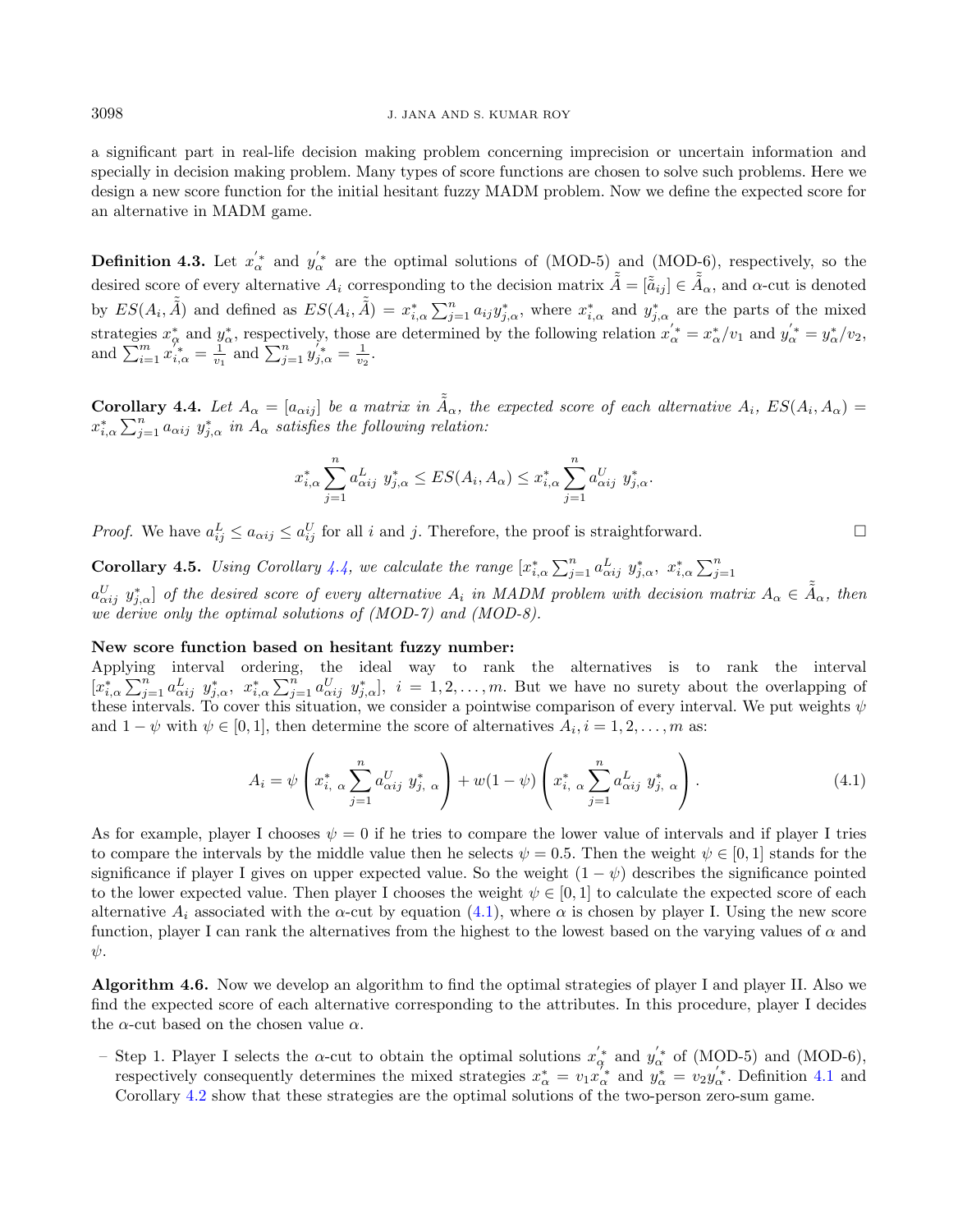a significant part in real-life decision making problem concerning imprecision or uncertain information and specially in decision making problem. Many types of score functions are chosen to solve such problems. Here we design a new score function for the initial hesitant fuzzy MADM problem. Now we define the expected score for an alternative in MADM game.

**Definition 4.3.** Let $x_\alpha^{'*}$ and $y_\alpha^{'*}$ are the optimal solutions of (MOD-5) and (MOD-6), respectively, so the desired score of every alternative $A_i$ corresponding to the decision matrix $\tilde{\tilde{A}} = [\tilde{\tilde{a}}_{ij}] \in \tilde{\tilde{A}}_\alpha$, and $\alpha$-cut is denoted by $ES(A_i, \tilde{\tilde{A}})$ and defined as $ES(A_i, \tilde{\tilde{A}}) = x_{i,\alpha}^* \sum_{j=1}^n a_{ij} y_{j,\alpha}^*$, where $x_{i,\alpha}^*$ and $y_{j,\alpha}^*$ are the parts of the mixed strategies $x_\alpha^*$ and $y_\alpha^*$, respectively, those are determined by the following relation $x_\alpha^{'*} = x_\alpha^*/v_1$ and $y_\alpha^{'*} = y_\alpha^*/v_2$, and $\sum_{i=1}^m x_{i,\alpha}^{'*} = \frac{1}{v_1}$ and $\sum_{j=1}^n y_{j,\alpha}^{'*} = \frac{1}{v_2}$.

**Corollary 4.4.** *Let $A_\alpha = [a_{\alpha ij}]$ be a matrix in $\tilde{\tilde{A}}_\alpha$, the expected score of each alternative $A_i$, $ES(A_i, A_\alpha) = x_{i,\alpha}^* \sum_{j=1}^n a_{\alpha ij}\ y_{j,\alpha}^*$ in $A_\alpha$ satisfies the following relation:*

$$x_{i,\alpha}^* \sum_{j=1}^n a_{\alpha ij}^L\ y_{j,\alpha}^* \leq ES(A_i, A_\alpha) \leq x_{i,\alpha}^* \sum_{j=1}^n a_{\alpha ij}^U\ y_{j,\alpha}^*.$$

*Proof.* We have $a_{ij}^L \leq a_{\alpha ij} \leq a_{ij}^U$ for all $i$ and $j$. Therefore, the proof is straightforward. $\square$

**Corollary 4.5.** *Using Corollary 4.4, we calculate the range $[x_{i,\alpha}^* \sum_{j=1}^n a_{\alpha ij}^L\ y_{j,\alpha}^*,\ x_{i,\alpha}^* \sum_{j=1}^n a_{\alpha ij}^U\ y_{j,\alpha}^*]$ of the desired score of every alternative $A_i$ in MADM problem with decision matrix $A_\alpha \in \tilde{\tilde{A}}_\alpha$, then we derive only the optimal solutions of (MOD-7) and (MOD-8).*

**New score function based on hesitant fuzzy number:**

Applying interval ordering, the ideal way to rank the alternatives is to rank the interval $[x_{i,\alpha}^* \sum_{j=1}^n a_{\alpha ij}^L\ y_{j,\alpha}^*,\ x_{i,\alpha}^* \sum_{j=1}^n a_{\alpha ij}^U\ y_{j,\alpha}^*],\ i = 1, 2, \ldots, m$. But we have no surety about the overlapping of these intervals. To cover this situation, we consider a pointwise comparison of every interval. We put weights $\psi$ and $1 - \psi$ with $\psi \in [0, 1]$, then determine the score of alternatives $A_i, i = 1, 2, \ldots, m$ as:

$$A_i = \psi \left( x_{i,\ \alpha}^* \sum_{j=1}^n a_{\alpha ij}^U\ y_{j,\ \alpha}^* \right) + w(1 - \psi) \left( x_{i,\ \alpha}^* \sum_{j=1}^n a_{\alpha ij}^L\ y_{j,\ \alpha}^* \right). \tag{4.1}$$

As for example, player I chooses $\psi = 0$ if he tries to compare the lower value of intervals and if player I tries to compare the intervals by the middle value then he selects $\psi = 0.5$. Then the weight $\psi \in [0, 1]$ stands for the significance if player I gives on upper expected value. So the weight $(1 - \psi)$ describes the significance pointed to the lower expected value. Then player I chooses the weight $\psi \in [0, 1]$ to calculate the expected score of each alternative $A_i$ associated with the $\alpha$-cut by equation (4.1), where $\alpha$ is chosen by player I. Using the new score function, player I can rank the alternatives from the highest to the lowest based on the varying values of $\alpha$ and $\psi$.

**Algorithm 4.6.** Now we develop an algorithm to find the optimal strategies of player I and player II. Also we find the expected score of each alternative corresponding to the attributes. In this procedure, player I decides the $\alpha$-cut based on the chosen value $\alpha$.

– Step 1. Player I selects the $\alpha$-cut to obtain the optimal solutions $x_\alpha^{'*}$ and $y_\alpha^{'*}$ of (MOD-5) and (MOD-6), respectively consequently determines the mixed strategies $x_\alpha^* = v_1 x_\alpha^{'*}$ and $y_\alpha^* = v_2 y_\alpha^{'*}$. Definition 4.1 and Corollary 4.2 show that these strategies are the optimal solutions of the two-person zero-sum game.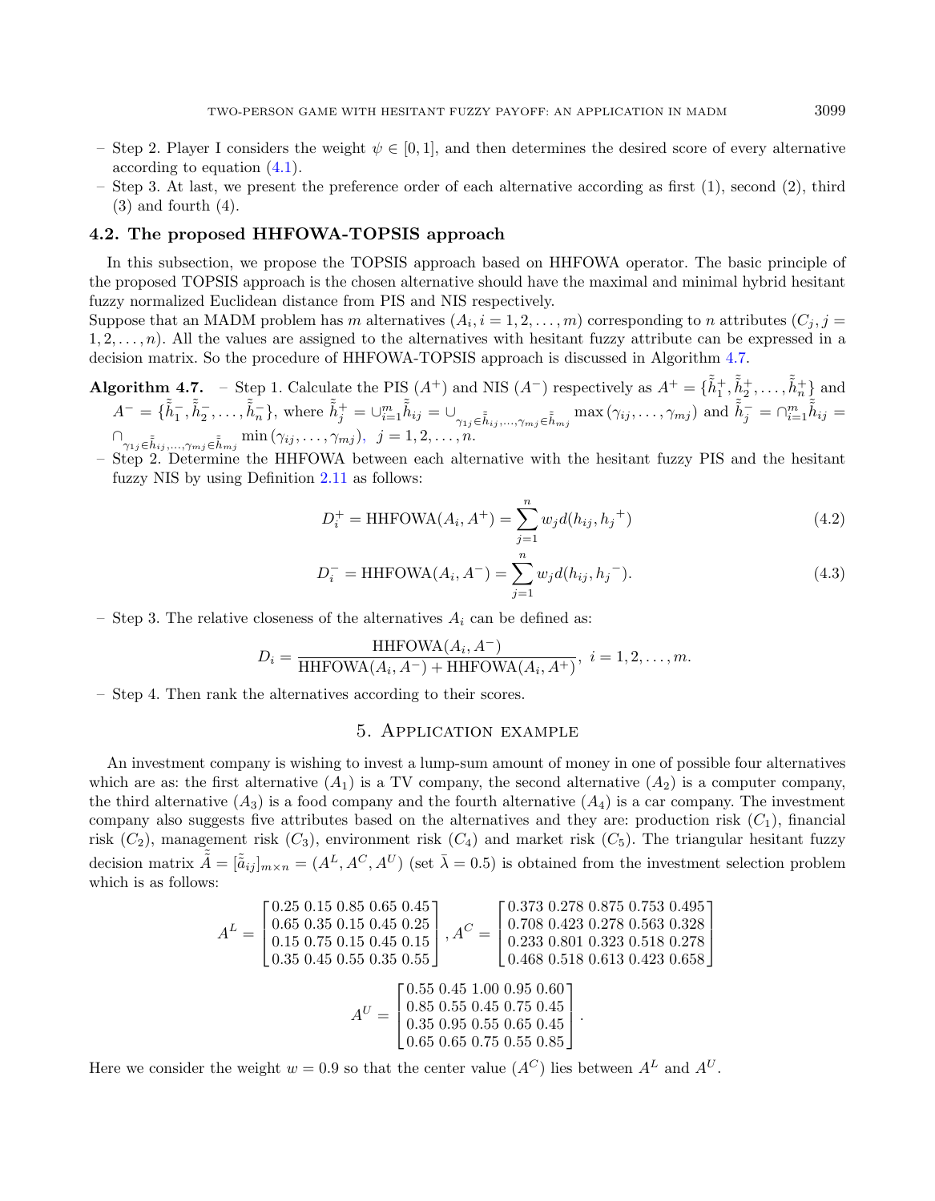– Step 2. Player I considers the weight $\psi \in [0,1]$, and then determines the desired score of every alternative according to equation (4.1).

– Step 3. At last, we present the preference order of each alternative according as first (1), second (2), third (3) and fourth (4).

### 4.2. The proposed HHFOWA-TOPSIS approach

In this subsection, we propose the TOPSIS approach based on HHFOWA operator. The basic principle of the proposed TOPSIS approach is the chosen alternative should have the maximal and minimal hybrid hesitant fuzzy normalized Euclidean distance from PIS and NIS respectively.

Suppose that an MADM problem has $m$ alternatives $(A_i, i = 1, 2, \ldots, m)$ corresponding to $n$ attributes $(C_j, j = 1, 2, \ldots, n)$. All the values are assigned to the alternatives with hesitant fuzzy attribute can be expressed in a decision matrix. So the procedure of HHFOWA-TOPSIS approach is discussed in Algorithm 4.7.

**Algorithm 4.7.** – Step 1. Calculate the PIS $(A^+)$ and NIS $(A^-)$ respectively as $A^+ = \{\tilde{\tilde{h}}_1^+, \tilde{\tilde{h}}_2^+, \ldots, \tilde{\tilde{h}}_n^+\}$ and $A^- = \{\tilde{\tilde{h}}_1^-, \tilde{\tilde{h}}_2^-, \ldots, \tilde{\tilde{h}}_n^-\}$, where $\tilde{\tilde{h}}_j^+ = \cup_{i=1}^m \tilde{\tilde{h}}_{ij} = \cup_{\gamma_{1j} \in \tilde{\tilde{h}}_{ij}, \ldots, \gamma_{mj} \in \tilde{\tilde{h}}_{mj}} \max(\gamma_{ij}, \ldots, \gamma_{mj})$ and $\tilde{\tilde{h}}_j^- = \cap_{i=1}^m \tilde{\tilde{h}}_{ij} = \cap_{\gamma_{1j} \in \tilde{\tilde{h}}_{ij}, \ldots, \gamma_{mj} \in \tilde{\tilde{h}}_{mj}} \min(\gamma_{ij}, \ldots, \gamma_{mj})$, $j = 1, 2, \ldots, n$.

– Step 2. Determine the HHFOWA between each alternative with the hesitant fuzzy PIS and the hesitant fuzzy NIS by using Definition 2.11 as follows:

$$D_i^+ = \text{HHFOWA}(A_i, A^+) = \sum_{j=1}^{n} w_j d(h_{ij}, {h_j}^+) \tag{4.2}$$

$$D_i^- = \text{HHFOWA}(A_i, A^-) = \sum_{j=1}^{n} w_j d(h_{ij}, {h_j}^-). \tag{4.3}$$

– Step 3. The relative closeness of the alternatives $A_i$ can be defined as:

$$D_i = \frac{\text{HHFOWA}(A_i, A^-)}{\text{HHFOWA}(A_i, A^-) + \text{HHFOWA}(A_i, A^+)}, \; i = 1, 2, \ldots, m.$$

– Step 4. Then rank the alternatives according to their scores.

## 5. Application example

An investment company is wishing to invest a lump-sum amount of money in one of possible four alternatives which are as: the first alternative $(A_1)$ is a TV company, the second alternative $(A_2)$ is a computer company, the third alternative $(A_3)$ is a food company and the fourth alternative $(A_4)$ is a car company. The investment company also suggests five attributes based on the alternatives and they are: production risk $(C_1)$, financial risk $(C_2)$, management risk $(C_3)$, environment risk $(C_4)$ and market risk $(C_5)$. The triangular hesitant fuzzy decision matrix $\tilde{\tilde{A}} = [\tilde{\tilde{a}}_{ij}]_{m \times n} = (A^L, A^C, A^U)$ (set $\bar{\lambda} = 0.5$) is obtained from the investment selection problem which is as follows:

$$A^L = \begin{bmatrix} 0.25 & 0.15 & 0.85 & 0.65 & 0.45 \\ 0.65 & 0.35 & 0.15 & 0.45 & 0.25 \\ 0.15 & 0.75 & 0.15 & 0.45 & 0.15 \\ 0.35 & 0.45 & 0.55 & 0.35 & 0.55 \end{bmatrix}, A^C = \begin{bmatrix} 0.373 & 0.278 & 0.875 & 0.753 & 0.495 \\ 0.708 & 0.423 & 0.278 & 0.563 & 0.328 \\ 0.233 & 0.801 & 0.323 & 0.518 & 0.278 \\ 0.468 & 0.518 & 0.613 & 0.423 & 0.658 \end{bmatrix}$$

$$A^U = \begin{bmatrix} 0.55 & 0.45 & 1.00 & 0.95 & 0.60 \\ 0.85 & 0.55 & 0.45 & 0.75 & 0.45 \\ 0.35 & 0.95 & 0.55 & 0.65 & 0.45 \\ 0.65 & 0.65 & 0.75 & 0.55 & 0.85 \end{bmatrix}.$$

Here we consider the weight $w = 0.9$ so that the center value $(A^C)$ lies between $A^L$ and $A^U$.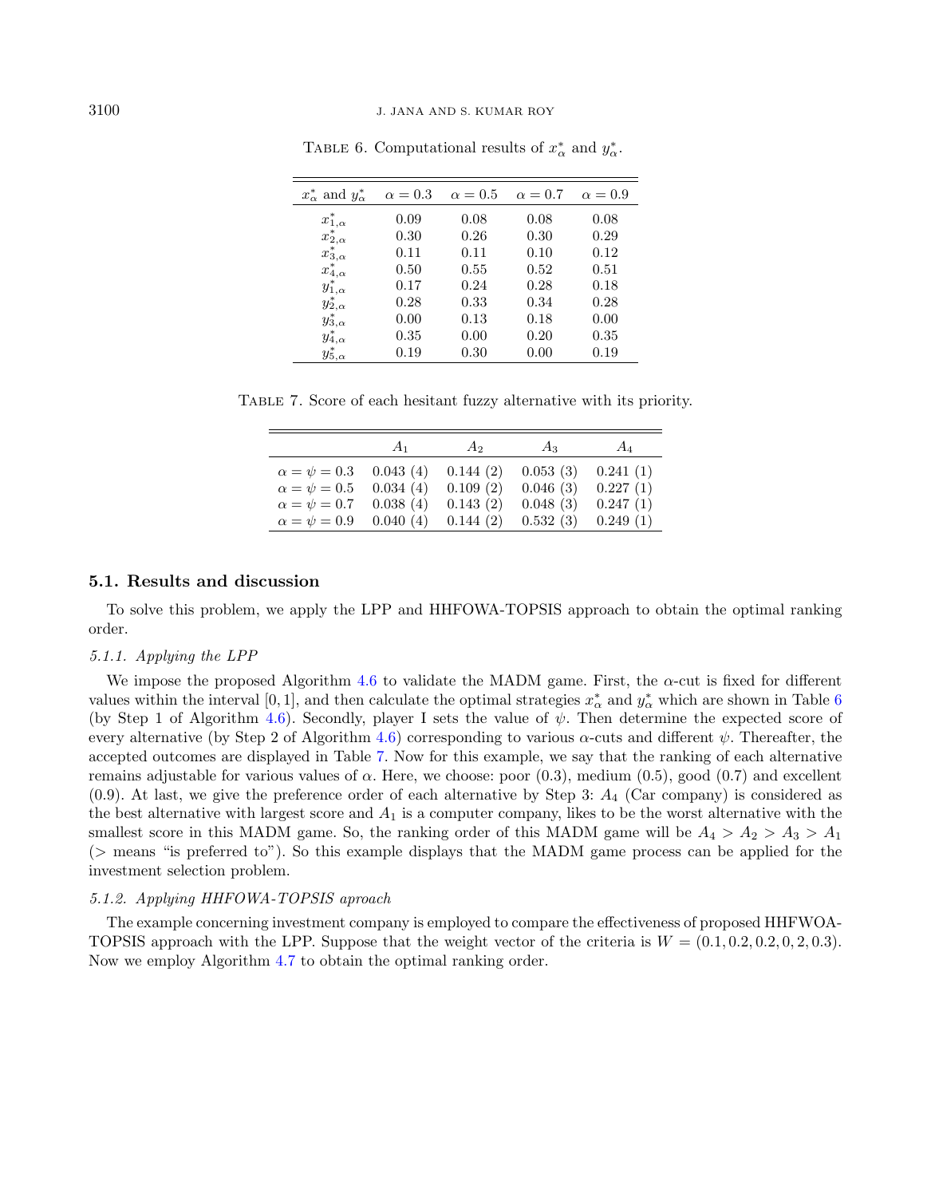Table 6. Computational results of $x^*_\alpha$ and $y^*_\alpha$.

| $x^*_\alpha$ and $y^*_\alpha$ | $\alpha = 0.3$ | $\alpha = 0.5$ | $\alpha = 0.7$ | $\alpha = 0.9$ |
|---|---|---|---|---|
| $x^*_{1,\alpha}$ | 0.09 | 0.08 | 0.08 | 0.08 |
| $x^*_{2,\alpha}$ | 0.30 | 0.26 | 0.30 | 0.29 |
| $x^*_{3,\alpha}$ | 0.11 | 0.11 | 0.10 | 0.12 |
| $x^*_{4,\alpha}$ | 0.50 | 0.55 | 0.52 | 0.51 |
| $y^*_{1,\alpha}$ | 0.17 | 0.24 | 0.28 | 0.18 |
| $y^*_{2,\alpha}$ | 0.28 | 0.33 | 0.34 | 0.28 |
| $y^*_{3,\alpha}$ | 0.00 | 0.13 | 0.18 | 0.00 |
| $y^*_{4,\alpha}$ | 0.35 | 0.00 | 0.20 | 0.35 |
| $y^*_{5,\alpha}$ | 0.19 | 0.30 | 0.00 | 0.19 |

Table 7. Score of each hesitant fuzzy alternative with its priority.

| | $A_1$ | $A_2$ | $A_3$ | $A_4$ |
|---|---|---|---|---|
| $\alpha = \psi = 0.3$ | 0.043 (4) | 0.144 (2) | 0.053 (3) | 0.241 (1) |
| $\alpha = \psi = 0.5$ | 0.034 (4) | 0.109 (2) | 0.046 (3) | 0.227 (1) |
| $\alpha = \psi = 0.7$ | 0.038 (4) | 0.143 (2) | 0.048 (3) | 0.247 (1) |
| $\alpha = \psi = 0.9$ | 0.040 (4) | 0.144 (2) | 0.532 (3) | 0.249 (1) |

### 5.1. Results and discussion

To solve this problem, we apply the LPP and HHFOWA-TOPSIS approach to obtain the optimal ranking order.

#### 5.1.1. Applying the LPP

We impose the proposed Algorithm 4.6 to validate the MADM game. First, the $\alpha$-cut is fixed for different values within the interval $[0, 1]$, and then calculate the optimal strategies $x^*_\alpha$ and $y^*_\alpha$ which are shown in Table 6 (by Step 1 of Algorithm 4.6). Secondly, player I sets the value of $\psi$. Then determine the expected score of every alternative (by Step 2 of Algorithm 4.6) corresponding to various $\alpha$-cuts and different $\psi$. Thereafter, the accepted outcomes are displayed in Table 7. Now for this example, we say that the ranking of each alternative remains adjustable for various values of $\alpha$. Here, we choose: poor (0.3), medium (0.5), good (0.7) and excellent (0.9). At last, we give the preference order of each alternative by Step 3: $A_4$ (Car company) is considered as the best alternative with largest score and $A_1$ is a computer company, likes to be the worst alternative with the smallest score in this MADM game. So, the ranking order of this MADM game will be $A_4 > A_2 > A_3 > A_1$ ($>$ means "is preferred to"). So this example displays that the MADM game process can be applied for the investment selection problem.

#### 5.1.2. Applying HHFOWA-TOPSIS aproach

The example concerning investment company is employed to compare the effectiveness of proposed HHFWOA-TOPSIS approach with the LPP. Suppose that the weight vector of the criteria is $W = (0.1, 0.2, 0.2, 0, 2, 0.3)$. Now we employ Algorithm 4.7 to obtain the optimal ranking order.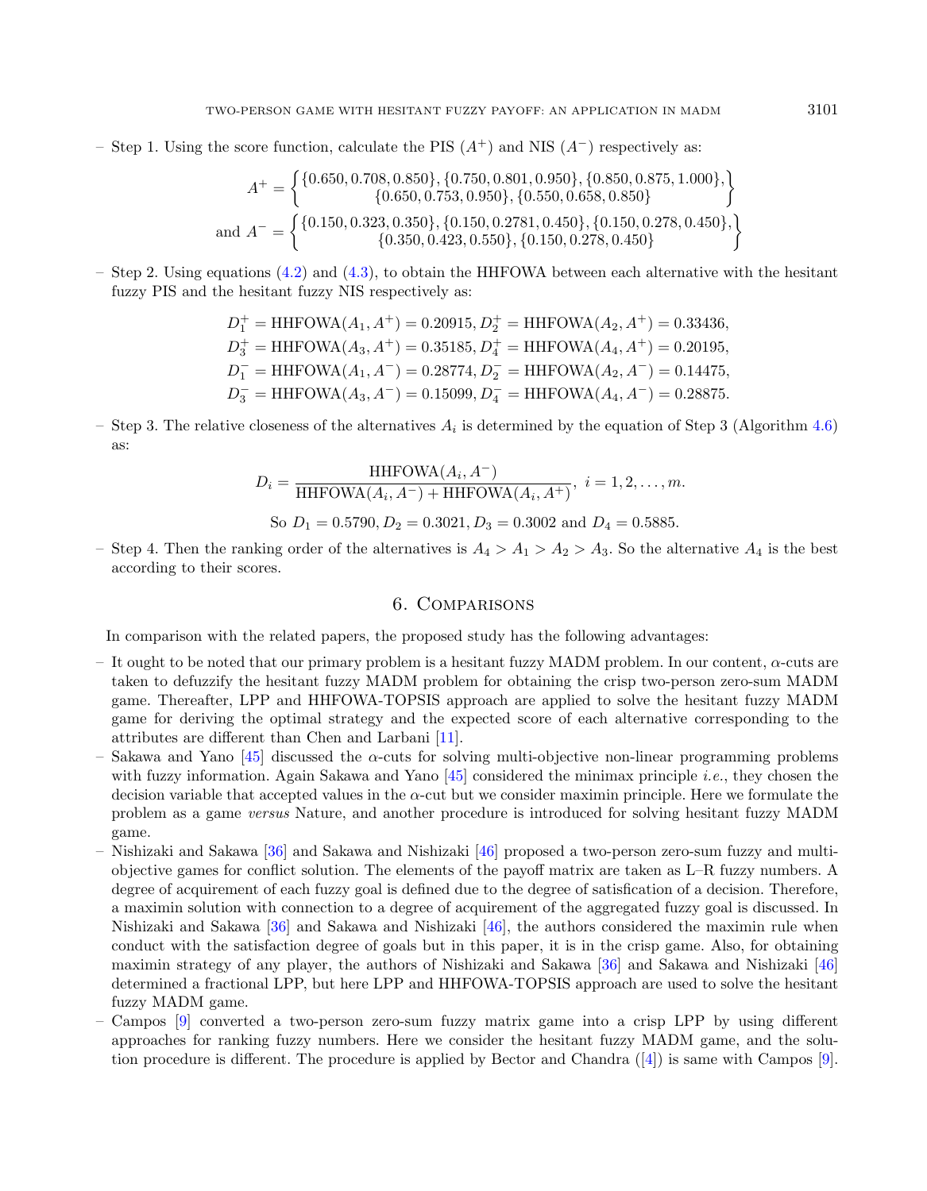– Step 1. Using the score function, calculate the PIS ($A^+$) and NIS ($A^-$) respectively as:

$$A^+ = \left\{ \begin{matrix} \{0.650, 0.708, 0.850\}, \{0.750, 0.801, 0.950\}, \{0.850, 0.875, 1.000\}, \\ \{0.650, 0.753, 0.950\}, \{0.550, 0.658, 0.850\} \end{matrix} \right\}$$

$$\text{and } A^- = \left\{ \begin{matrix} \{0.150, 0.323, 0.350\}, \{0.150, 0.2781, 0.450\}, \{0.150, 0.278, 0.450\}, \\ \{0.350, 0.423, 0.550\}, \{0.150, 0.278, 0.450\} \end{matrix} \right\}$$

– Step 2. Using equations (4.2) and (4.3), to obtain the HHFOWA between each alternative with the hesitant fuzzy PIS and the hesitant fuzzy NIS respectively as:

$$D_1^+ = \text{HHFOWA}(A_1, A^+) = 0.20915, D_2^+ = \text{HHFOWA}(A_2, A^+) = 0.33436,$$
$$D_3^+ = \text{HHFOWA}(A_3, A^+) = 0.35185, D_4^+ = \text{HHFOWA}(A_4, A^+) = 0.20195,$$
$$D_1^- = \text{HHFOWA}(A_1, A^-) = 0.28774, D_2^- = \text{HHFOWA}(A_2, A^-) = 0.14475,$$
$$D_3^- = \text{HHFOWA}(A_3, A^-) = 0.15099, D_4^- = \text{HHFOWA}(A_4, A^-) = 0.28875.$$

– Step 3. The relative closeness of the alternatives $A_i$ is determined by the equation of Step 3 (Algorithm 4.6) as:

$$D_i = \frac{\text{HHFOWA}(A_i, A^-)}{\text{HHFOWA}(A_i, A^-) + \text{HHFOWA}(A_i, A^+)}, \ i = 1, 2, \ldots, m.$$

So $D_1 = 0.5790, D_2 = 0.3021, D_3 = 0.3002$ and $D_4 = 0.5885$.

– Step 4. Then the ranking order of the alternatives is $A_4 > A_1 > A_2 > A_3$. So the alternative $A_4$ is the best according to their scores.

## 6. Comparisons

In comparison with the related papers, the proposed study has the following advantages:

– It ought to be noted that our primary problem is a hesitant fuzzy MADM problem. In our content, $\alpha$-cuts are taken to defuzzify the hesitant fuzzy MADM problem for obtaining the crisp two-person zero-sum MADM game. Thereafter, LPP and HHFOWA-TOPSIS approach are applied to solve the hesitant fuzzy MADM game for deriving the optimal strategy and the expected score of each alternative corresponding to the attributes are different than Chen and Larbani [11].

– Sakawa and Yano [45] discussed the $\alpha$-cuts for solving multi-objective non-linear programming problems with fuzzy information. Again Sakawa and Yano [45] considered the minimax principle *i.e.*, they chosen the decision variable that accepted values in the $\alpha$-cut but we consider maximin principle. Here we formulate the problem as a game *versus* Nature, and another procedure is introduced for solving hesitant fuzzy MADM game.

– Nishizaki and Sakawa [36] and Sakawa and Nishizaki [46] proposed a two-person zero-sum fuzzy and multi-objective games for conflict solution. The elements of the payoff matrix are taken as L–R fuzzy numbers. A degree of acquirement of each fuzzy goal is defined due to the degree of satisfication of a decision. Therefore, a maximin solution with connection to a degree of acquirement of the aggregated fuzzy goal is discussed. In Nishizaki and Sakawa [36] and Sakawa and Nishizaki [46], the authors considered the maximin rule when conduct with the satisfaction degree of goals but in this paper, it is in the crisp game. Also, for obtaining maximin strategy of any player, the authors of Nishizaki and Sakawa [36] and Sakawa and Nishizaki [46] determined a fractional LPP, but here LPP and HHFOWA-TOPSIS approach are used to solve the hesitant fuzzy MADM game.

– Campos [9] converted a two-person zero-sum fuzzy matrix game into a crisp LPP by using different approaches for ranking fuzzy numbers. Here we consider the hesitant fuzzy MADM game, and the solution procedure is different. The procedure is applied by Bector and Chandra ([4]) is same with Campos [9].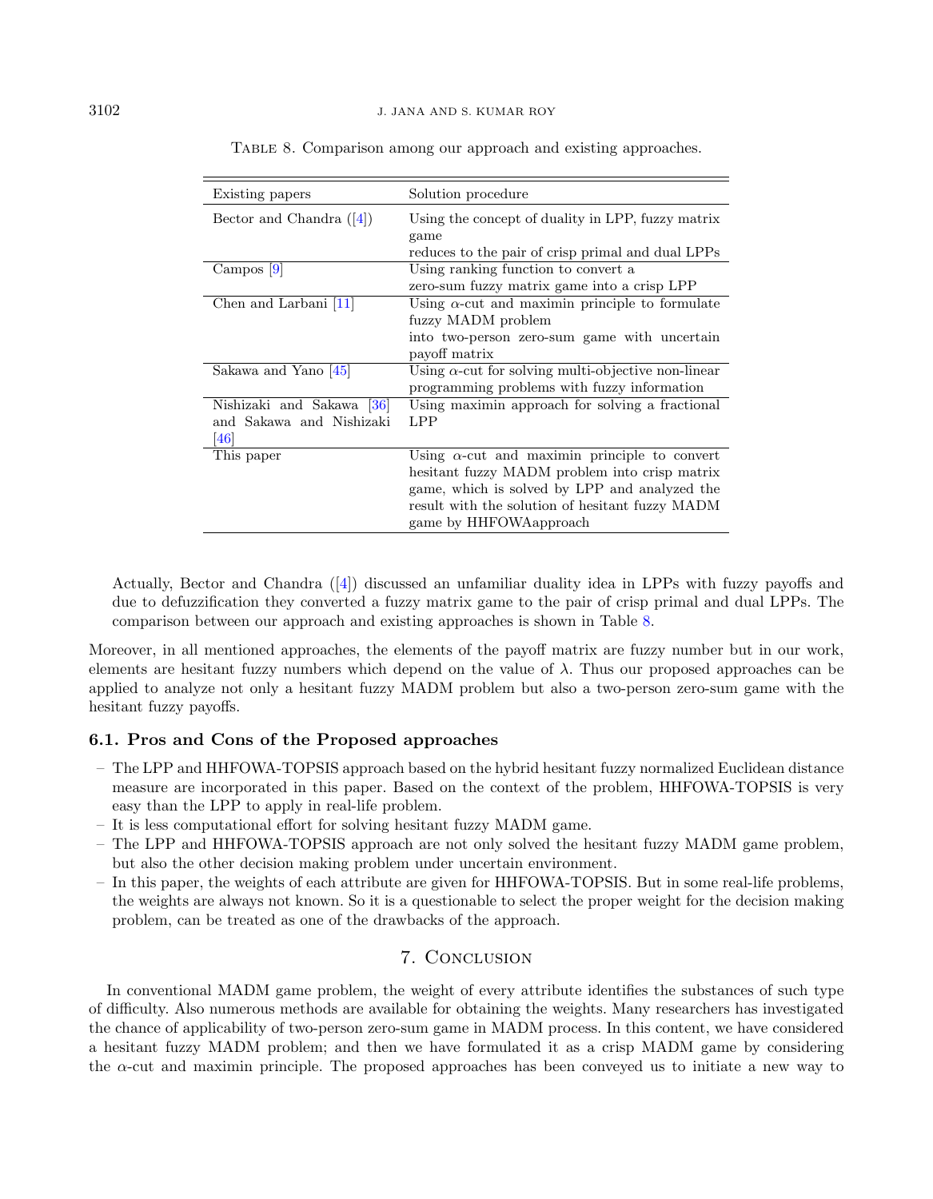Table 8. Comparison among our approach and existing approaches.

| Existing papers | Solution procedure |
|---|---|
| Bector and Chandra ([4]) | Using the concept of duality in LPP, fuzzy matrix game reduces to the pair of crisp primal and dual LPPs |
| Campos [9] | Using ranking function to convert a zero-sum fuzzy matrix game into a crisp LPP |
| Chen and Larbani [11] | Using $\alpha$-cut and maximin principle to formulate fuzzy MADM problem into two-person zero-sum game with uncertain payoff matrix |
| Sakawa and Yano [45] | Using $\alpha$-cut for solving multi-objective non-linear programming problems with fuzzy information |
| Nishizaki and Sakawa [36] and Sakawa and Nishizaki [46] | Using maximin approach for solving a fractional LPP |
| This paper | Using $\alpha$-cut and maximin principle to convert hesitant fuzzy MADM problem into crisp matrix game, which is solved by LPP and analyzed the result with the solution of hesitant fuzzy MADM game by HHFOWAapproach |

Actually, Bector and Chandra ([4]) discussed an unfamiliar duality idea in LPPs with fuzzy payoffs and due to defuzzification they converted a fuzzy matrix game to the pair of crisp primal and dual LPPs. The comparison between our approach and existing approaches is shown in Table 8.

Moreover, in all mentioned approaches, the elements of the payoff matrix are fuzzy number but in our work, elements are hesitant fuzzy numbers which depend on the value of $\lambda$. Thus our proposed approaches can be applied to analyze not only a hesitant fuzzy MADM problem but also a two-person zero-sum game with the hesitant fuzzy payoffs.

### 6.1. Pros and Cons of the Proposed approaches

- The LPP and HHFOWA-TOPSIS approach based on the hybrid hesitant fuzzy normalized Euclidean distance measure are incorporated in this paper. Based on the context of the problem, HHFOWA-TOPSIS is very easy than the LPP to apply in real-life problem.
- It is less computational effort for solving hesitant fuzzy MADM game.
- The LPP and HHFOWA-TOPSIS approach are not only solved the hesitant fuzzy MADM game problem, but also the other decision making problem under uncertain environment.
- In this paper, the weights of each attribute are given for HHFOWA-TOPSIS. But in some real-life problems, the weights are always not known. So it is a questionable to select the proper weight for the decision making problem, can be treated as one of the drawbacks of the approach.

## 7. Conclusion

In conventional MADM game problem, the weight of every attribute identifies the substances of such type of difficulty. Also numerous methods are available for obtaining the weights. Many researchers has investigated the chance of applicability of two-person zero-sum game in MADM process. In this content, we have considered a hesitant fuzzy MADM problem; and then we have formulated it as a crisp MADM game by considering the $\alpha$-cut and maximin principle. The proposed approaches has been conveyed us to initiate a new way to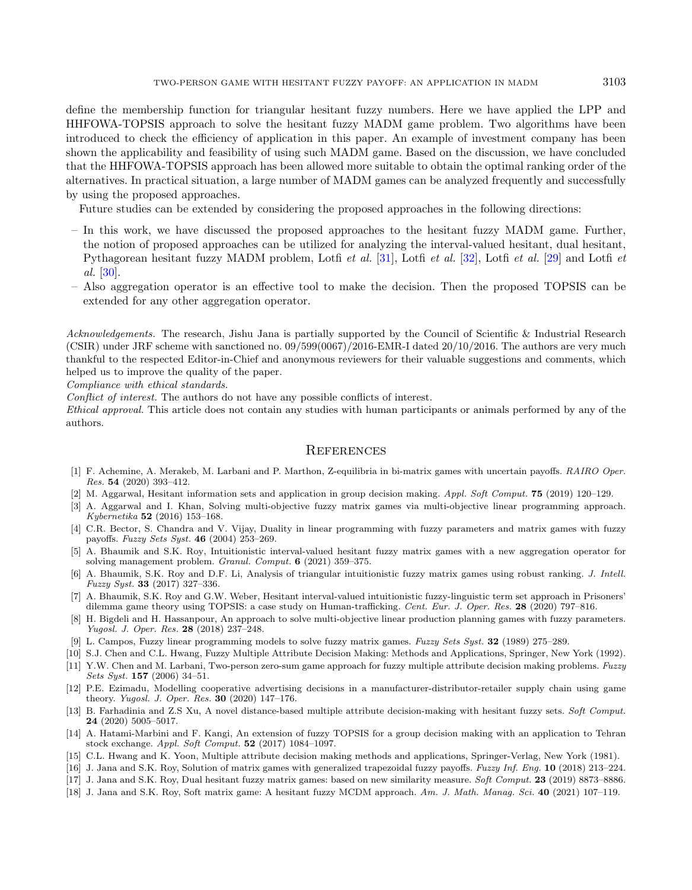define the membership function for triangular hesitant fuzzy numbers. Here we have applied the LPP and HHFOWA-TOPSIS approach to solve the hesitant fuzzy MADM game problem. Two algorithms have been introduced to check the efficiency of application in this paper. An example of investment company has been shown the applicability and feasibility of using such MADM game. Based on the discussion, we have concluded that the HHFOWA-TOPSIS approach has been allowed more suitable to obtain the optimal ranking order of the alternatives. In practical situation, a large number of MADM games can be analyzed frequently and successfully by using the proposed approaches.

Future studies can be extended by considering the proposed approaches in the following directions:

- In this work, we have discussed the proposed approaches to the hesitant fuzzy MADM game. Further, the notion of proposed approaches can be utilized for analyzing the interval-valued hesitant, dual hesitant, Pythagorean hesitant fuzzy MADM problem, Lotfi *et al.* [31], Lotfi *et al.* [32], Lotfi *et al.* [29] and Lotfi *et al.* [30].
- Also aggregation operator is an effective tool to make the decision. Then the proposed TOPSIS can be extended for any other aggregation operator.

*Acknowledgements.* The research, Jishu Jana is partially supported by the Council of Scientific & Industrial Research (CSIR) under JRF scheme with sanctioned no. 09/599(0067)/2016-EMR-I dated 20/10/2016. The authors are very much thankful to the respected Editor-in-Chief and anonymous reviewers for their valuable suggestions and comments, which helped us to improve the quality of the paper.

*Compliance with ethical standards.*

*Conflict of interest.* The authors do not have any possible conflicts of interest.

*Ethical approval.* This article does not contain any studies with human participants or animals performed by any of the authors.

## References

[1] F. Achemine, A. Merakeb, M. Larbani and P. Marthon, Z-equilibria in bi-matrix games with uncertain payoffs. *RAIRO Oper. Res.* **54** (2020) 393–412.

[2] M. Aggarwal, Hesitant information sets and application in group decision making. *Appl. Soft Comput.* **75** (2019) 120–129.

[3] A. Aggarwal and I. Khan, Solving multi-objective fuzzy matrix games via multi-objective linear programming approach. *Kybernetika* **52** (2016) 153–168.

[4] C.R. Bector, S. Chandra and V. Vijay, Duality in linear programming with fuzzy parameters and matrix games with fuzzy payoffs. *Fuzzy Sets Syst.* **46** (2004) 253–269.

[5] A. Bhaumik and S.K. Roy, Intuitionistic interval-valued hesitant fuzzy matrix games with a new aggregation operator for solving management problem. *Granul. Comput.* **6** (2021) 359–375.

[6] A. Bhaumik, S.K. Roy and D.F. Li, Analysis of triangular intuitionistic fuzzy matrix games using robust ranking. *J. Intell. Fuzzy Syst.* **33** (2017) 327–336.

[7] A. Bhaumik, S.K. Roy and G.W. Weber, Hesitant interval-valued intuitionistic fuzzy-linguistic term set approach in Prisoners' dilemma game theory using TOPSIS: a case study on Human-trafficking. *Cent. Eur. J. Oper. Res.* **28** (2020) 797–816.

[8] H. Bigdeli and H. Hassanpour, An approach to solve multi-objective linear production planning games with fuzzy parameters. *Yugosl. J. Oper. Res.* **28** (2018) 237–248.

[9] L. Campos, Fuzzy linear programming models to solve fuzzy matrix games. *Fuzzy Sets Syst.* **32** (1989) 275–289.

[10] S.J. Chen and C.L. Hwang, Fuzzy Multiple Attribute Decision Making: Methods and Applications, Springer, New York (1992).

[11] Y.W. Chen and M. Larbani, Two-person zero-sum game approach for fuzzy multiple attribute decision making problems. *Fuzzy Sets Syst.* **157** (2006) 34–51.

[12] P.E. Ezimadu, Modelling cooperative advertising decisions in a manufacturer-distributor-retailer supply chain using game theory. *Yugosl. J. Oper. Res.* **30** (2020) 147–176.

[13] B. Farhadinia and Z.S Xu, A novel distance-based multiple attribute decision-making with hesitant fuzzy sets. *Soft Comput.* **24** (2020) 5005–5017.

[14] A. Hatami-Marbini and F. Kangi, An extension of fuzzy TOPSIS for a group decision making with an application to Tehran stock exchange. *Appl. Soft Comput.* **52** (2017) 1084–1097.

[15] C.L. Hwang and K. Yoon, Multiple attribute decision making methods and applications, Springer-Verlag, New York (1981).

[16] J. Jana and S.K. Roy, Solution of matrix games with generalized trapezoidal fuzzy payoffs. *Fuzzy Inf. Eng.* **10** (2018) 213–224.

[17] J. Jana and S.K. Roy, Dual hesitant fuzzy matrix games: based on new similarity measure. *Soft Comput.* **23** (2019) 8873–8886.

[18] J. Jana and S.K. Roy, Soft matrix game: A hesitant fuzzy MCDM approach. *Am. J. Math. Manag. Sci.* **40** (2021) 107–119.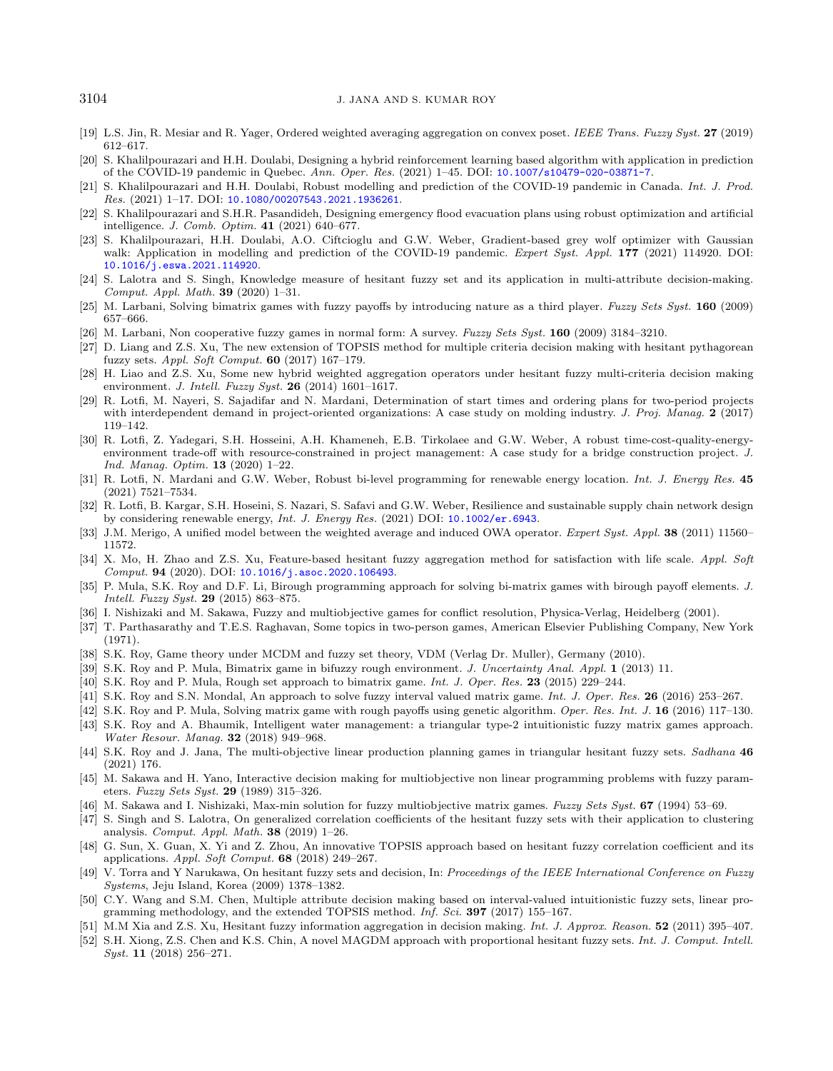[19] L.S. Jin, R. Mesiar and R. Yager, Ordered weighted averaging aggregation on convex poset. *IEEE Trans. Fuzzy Syst.* **27** (2019) 612–617.

[20] S. Khalilpourazari and H.H. Doulabi, Designing a hybrid reinforcement learning based algorithm with application in prediction of the COVID-19 pandemic in Quebec. *Ann. Oper. Res.* (2021) 1–45. DOI: 10.1007/s10479-020-03871-7.

[21] S. Khalilpourazari and H.H. Doulabi, Robust modelling and prediction of the COVID-19 pandemic in Canada. *Int. J. Prod. Res.* (2021) 1–17. DOI: 10.1080/00207543.2021.1936261.

[22] S. Khalilpourazari and S.H.R. Pasandideh, Designing emergency flood evacuation plans using robust optimization and artificial intelligence. *J. Comb. Optim.* **41** (2021) 640–677.

[23] S. Khalilpourazari, H.H. Doulabi, A.O. Ciftcioglu and G.W. Weber, Gradient-based grey wolf optimizer with Gaussian walk: Application in modelling and prediction of the COVID-19 pandemic. *Expert Syst. Appl.* **177** (2021) 114920. DOI: 10.1016/j.eswa.2021.114920.

[24] S. Lalotra and S. Singh, Knowledge measure of hesitant fuzzy set and its application in multi-attribute decision-making. *Comput. Appl. Math.* **39** (2020) 1–31.

[25] M. Larbani, Solving bimatrix games with fuzzy payoffs by introducing nature as a third player. *Fuzzy Sets Syst.* **160** (2009) 657–666.

[26] M. Larbani, Non cooperative fuzzy games in normal form: A survey. *Fuzzy Sets Syst.* **160** (2009) 3184–3210.

[27] D. Liang and Z.S. Xu, The new extension of TOPSIS method for multiple criteria decision making with hesitant pythagorean fuzzy sets. *Appl. Soft Comput.* **60** (2017) 167–179.

[28] H. Liao and Z.S. Xu, Some new hybrid weighted aggregation operators under hesitant fuzzy multi-criteria decision making environment. *J. Intell. Fuzzy Syst.* **26** (2014) 1601–1617.

[29] R. Lotfi, M. Nayeri, S. Sajadifar and N. Mardani, Determination of start times and ordering plans for two-period projects with interdependent demand in project-oriented organizations: A case study on molding industry. *J. Proj. Manag.* **2** (2017) 119–142.

[30] R. Lotfi, Z. Yadegari, S.H. Hosseini, A.H. Khameneh, E.B. Tirkolaee and G.W. Weber, A robust time-cost-quality-energy-environment trade-off with resource-constrained in project management: A case study for a bridge construction project. *J. Ind. Manag. Optim.* **13** (2020) 1–22.

[31] R. Lotfi, N. Mardani and G.W. Weber, Robust bi-level programming for renewable energy location. *Int. J. Energy Res.* **45** (2021) 7521–7534.

[32] R. Lotfi, B. Kargar, S.H. Hoseini, S. Nazari, S. Safavi and G.W. Weber, Resilience and sustainable supply chain network design by considering renewable energy, *Int. J. Energy Res.* (2021) DOI: 10.1002/er.6943.

[33] J.M. Merigo, A unified model between the weighted average and induced OWA operator. *Expert Syst. Appl.* **38** (2011) 11560–11572.

[34] X. Mo, H. Zhao and Z.S. Xu, Feature-based hesitant fuzzy aggregation method for satisfaction with life scale. *Appl. Soft Comput.* **94** (2020). DOI: 10.1016/j.asoc.2020.106493.

[35] P. Mula, S.K. Roy and D.F. Li, Birough programming approach for solving bi-matrix games with birough payoff elements. *J. Intell. Fuzzy Syst.* **29** (2015) 863–875.

[36] I. Nishizaki and M. Sakawa, Fuzzy and multiobjective games for conflict resolution, Physica-Verlag, Heidelberg (2001).

[37] T. Parthasarathy and T.E.S. Raghavan, Some topics in two-person games, American Elsevier Publishing Company, New York (1971).

[38] S.K. Roy, Game theory under MCDM and fuzzy set theory, VDM (Verlag Dr. Muller), Germany (2010).

[39] S.K. Roy and P. Mula, Bimatrix game in bifuzzy rough environment. *J. Uncertainty Anal. Appl.* **1** (2013) 11.

[40] S.K. Roy and P. Mula, Rough set approach to bimatrix game. *Int. J. Oper. Res.* **23** (2015) 229–244.

[41] S.K. Roy and S.N. Mondal, An approach to solve fuzzy interval valued matrix game. *Int. J. Oper. Res.* **26** (2016) 253–267.

[42] S.K. Roy and P. Mula, Solving matrix game with rough payoffs using genetic algorithm. *Oper. Res. Int. J.* **16** (2016) 117–130.

[43] S.K. Roy and A. Bhaumik, Intelligent water management: a triangular type-2 intuitionistic fuzzy matrix games approach. *Water Resour. Manag.* **32** (2018) 949–968.

[44] S.K. Roy and J. Jana, The multi-objective linear production planning games in triangular hesitant fuzzy sets. *Sadhana* **46** (2021) 176.

[45] M. Sakawa and H. Yano, Interactive decision making for multiobjective non linear programming problems with fuzzy parameters. *Fuzzy Sets Syst.* **29** (1989) 315–326.

[46] M. Sakawa and I. Nishizaki, Max-min solution for fuzzy multiobjective matrix games. *Fuzzy Sets Syst.* **67** (1994) 53–69.

[47] S. Singh and S. Lalotra, On generalized correlation coefficients of the hesitant fuzzy sets with their application to clustering analysis. *Comput. Appl. Math.* **38** (2019) 1–26.

[48] G. Sun, X. Guan, X. Yi and Z. Zhou, An innovative TOPSIS approach based on hesitant fuzzy correlation coefficient and its applications. *Appl. Soft Comput.* **68** (2018) 249–267.

[49] V. Torra and Y Narukawa, On hesitant fuzzy sets and decision, In: *Proceedings of the IEEE International Conference on Fuzzy Systems*, Jeju Island, Korea (2009) 1378–1382.

[50] C.Y. Wang and S.M. Chen, Multiple attribute decision making based on interval-valued intuitionistic fuzzy sets, linear programming methodology, and the extended TOPSIS method. *Inf. Sci.* **397** (2017) 155–167.

[51] M.M Xia and Z.S. Xu, Hesitant fuzzy information aggregation in decision making. *Int. J. Approx. Reason.* **52** (2011) 395–407.

[52] S.H. Xiong, Z.S. Chen and K.S. Chin, A novel MAGDM approach with proportional hesitant fuzzy sets. *Int. J. Comput. Intell. Syst.* **11** (2018) 256–271.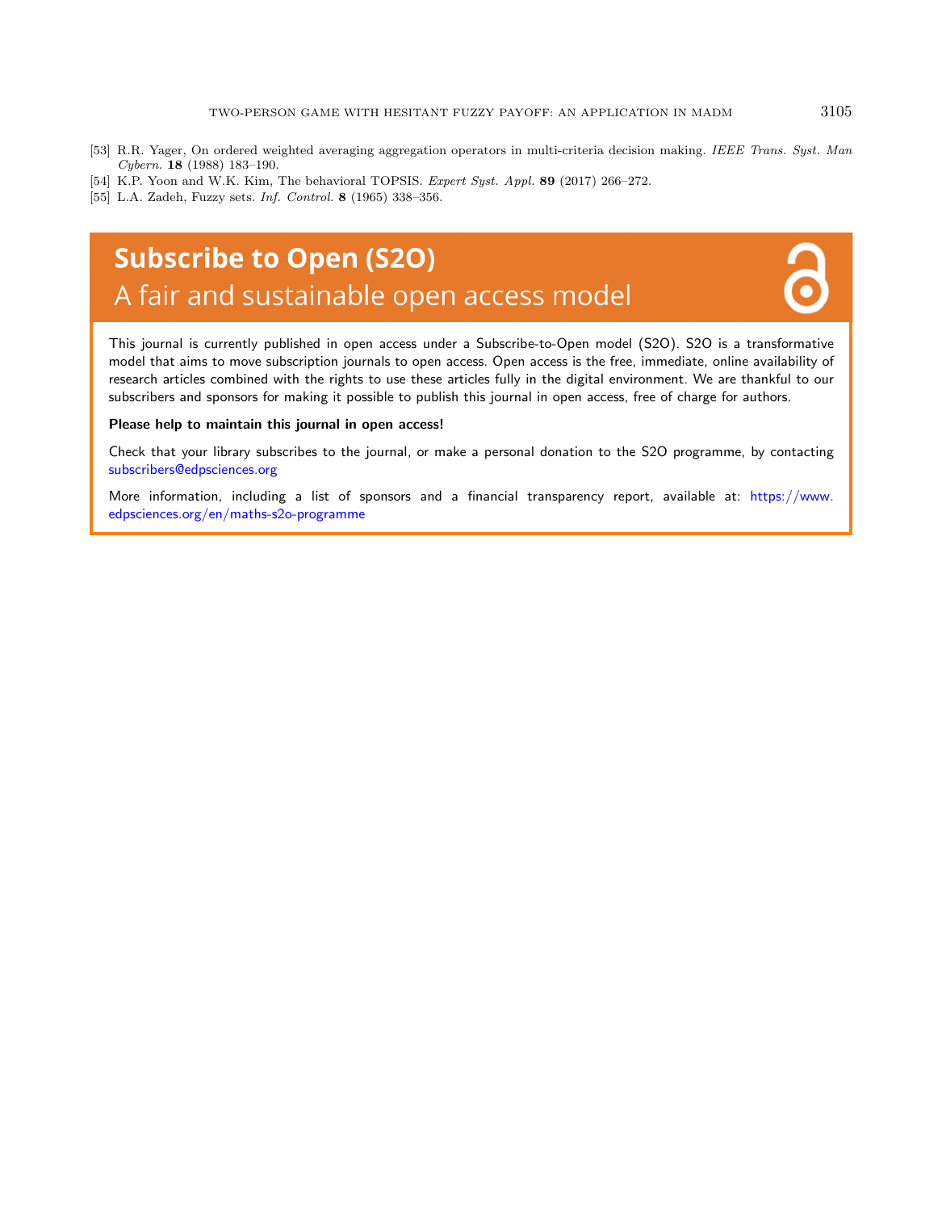[53] R.R. Yager, On ordered weighted averaging aggregation operators in multi-criteria decision making. *IEEE Trans. Syst. Man Cybern.* **18** (1988) 183–190.

[54] K.P. Yoon and W.K. Kim, The behavioral TOPSIS. *Expert Syst. Appl.* **89** (2017) 266–272.

[55] L.A. Zadeh, Fuzzy sets. *Inf. Control.* **8** (1965) 338–356.

## Subscribe to Open (S2O)

### A fair and sustainable open access model

This journal is currently published in open access under a Subscribe-to-Open model (S2O). S2O is a transformative model that aims to move subscription journals to open access. Open access is the free, immediate, online availability of research articles combined with the rights to use these articles fully in the digital environment. We are thankful to our subscribers and sponsors for making it possible to publish this journal in open access, free of charge for authors.

**Please help to maintain this journal in open access!**

Check that your library subscribes to the journal, or make a personal donation to the S2O programme, by contacting subscribers@edpsciences.org

More information, including a list of sponsors and a financial transparency report, available at: https://www.edpsciences.org/en/maths-s2o-programme